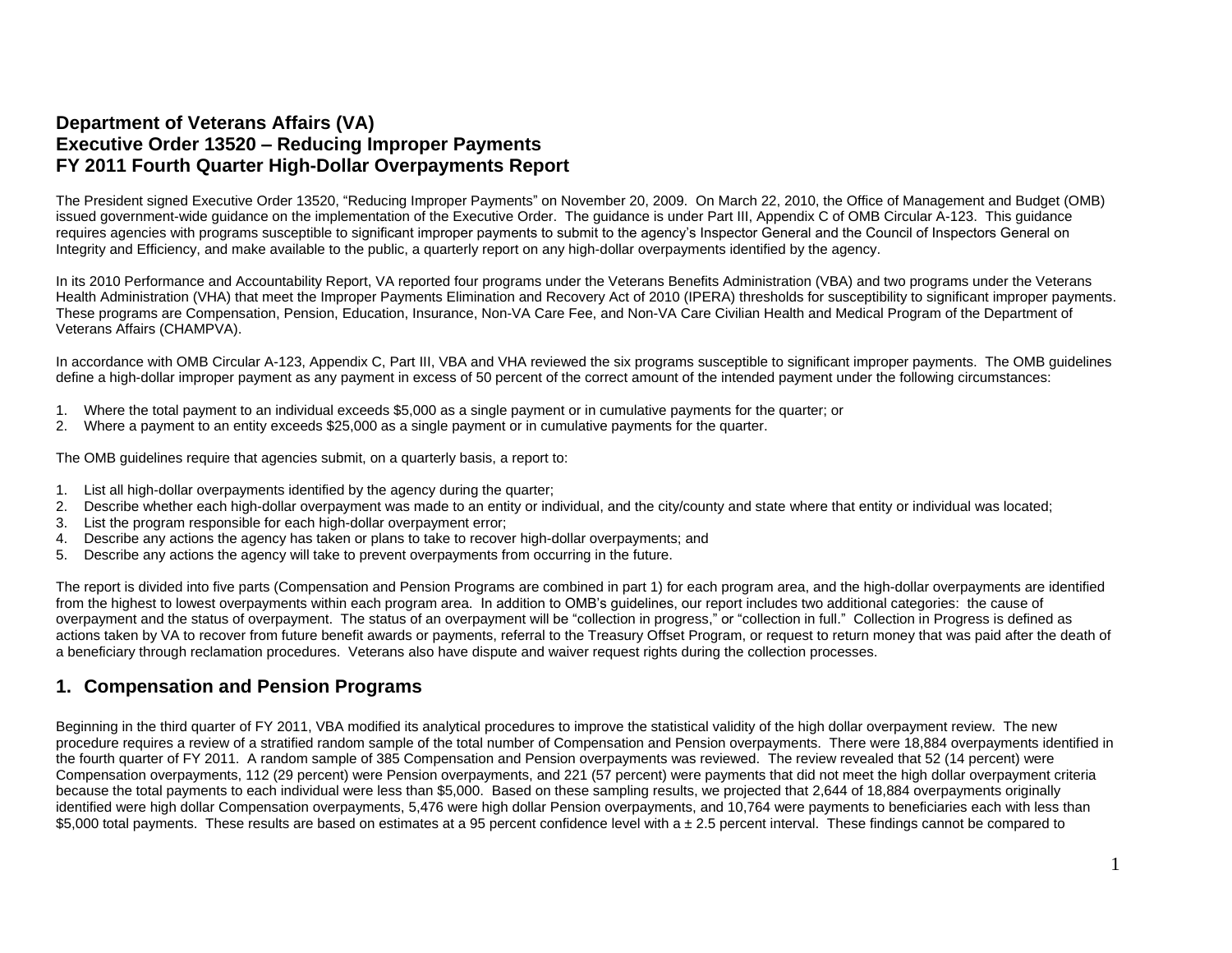# Department of Veterans Affairs (VA)
# Executive Order 13520 – Reducing Improper Payments
# FY 2011 Fourth Quarter High-Dollar Overpayments Report

The President signed Executive Order 13520, "Reducing Improper Payments" on November 20, 2009. On March 22, 2010, the Office of Management and Budget (OMB) issued government-wide guidance on the implementation of the Executive Order. The guidance is under Part III, Appendix C of OMB Circular A-123. This guidance requires agencies with programs susceptible to significant improper payments to submit to the agency's Inspector General and the Council of Inspectors General on Integrity and Efficiency, and make available to the public, a quarterly report on any high-dollar overpayments identified by the agency.

In its 2010 Performance and Accountability Report, VA reported four programs under the Veterans Benefits Administration (VBA) and two programs under the Veterans Health Administration (VHA) that meet the Improper Payments Elimination and Recovery Act of 2010 (IPERA) thresholds for susceptibility to significant improper payments. These programs are Compensation, Pension, Education, Insurance, Non-VA Care Fee, and Non-VA Care Civilian Health and Medical Program of the Department of Veterans Affairs (CHAMPVA).

In accordance with OMB Circular A-123, Appendix C, Part III, VBA and VHA reviewed the six programs susceptible to significant improper payments. The OMB guidelines define a high-dollar improper payment as any payment in excess of 50 percent of the correct amount of the intended payment under the following circumstances:

1. Where the total payment to an individual exceeds $5,000 as a single payment or in cumulative payments for the quarter; or
2. Where a payment to an entity exceeds $25,000 as a single payment or in cumulative payments for the quarter.

The OMB guidelines require that agencies submit, on a quarterly basis, a report to:

1. List all high-dollar overpayments identified by the agency during the quarter;
2. Describe whether each high-dollar overpayment was made to an entity or individual, and the city/county and state where that entity or individual was located;
3. List the program responsible for each high-dollar overpayment error;
4. Describe any actions the agency has taken or plans to take to recover high-dollar overpayments; and
5. Describe any actions the agency will take to prevent overpayments from occurring in the future.

The report is divided into five parts (Compensation and Pension Programs are combined in part 1) for each program area, and the high-dollar overpayments are identified from the highest to lowest overpayments within each program area. In addition to OMB's guidelines, our report includes two additional categories: the cause of overpayment and the status of overpayment. The status of an overpayment will be "collection in progress," or "collection in full." Collection in Progress is defined as actions taken by VA to recover from future benefit awards or payments, referral to the Treasury Offset Program, or request to return money that was paid after the death of a beneficiary through reclamation procedures. Veterans also have dispute and waiver request rights during the collection processes.

## 1. Compensation and Pension Programs

Beginning in the third quarter of FY 2011, VBA modified its analytical procedures to improve the statistical validity of the high dollar overpayment review. The new procedure requires a review of a stratified random sample of the total number of Compensation and Pension overpayments. There were 18,884 overpayments identified in the fourth quarter of FY 2011. A random sample of 385 Compensation and Pension overpayments was reviewed. The review revealed that 52 (14 percent) were Compensation overpayments, 112 (29 percent) were Pension overpayments, and 221 (57 percent) were payments that did not meet the high dollar overpayment criteria because the total payments to each individual were less than $5,000. Based on these sampling results, we projected that 2,644 of 18,884 overpayments originally identified were high dollar Compensation overpayments, 5,476 were high dollar Pension overpayments, and 10,764 were payments to beneficiaries each with less than $5,000 total payments. These results are based on estimates at a 95 percent confidence level with a ± 2.5 percent interval. These findings cannot be compared to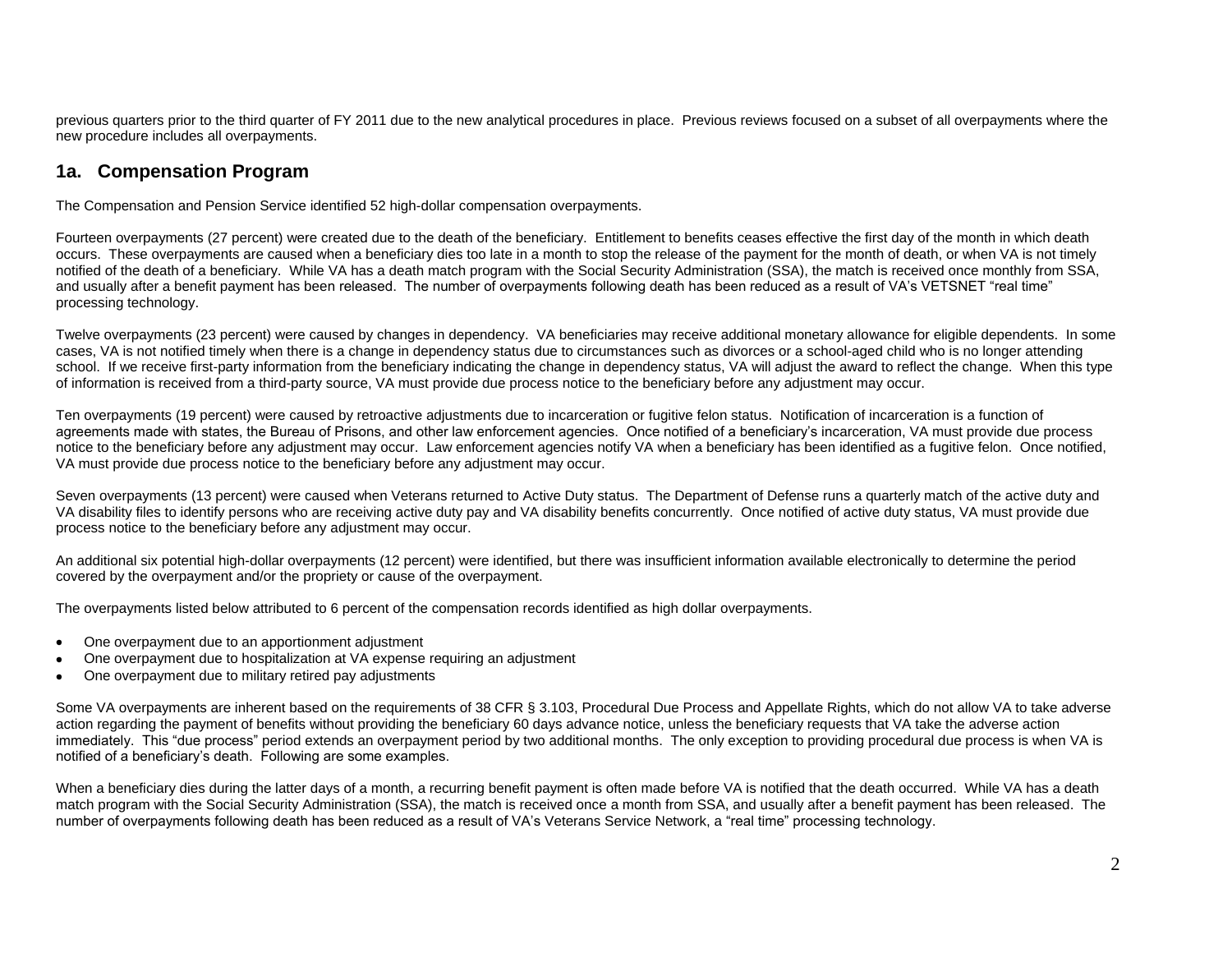previous quarters prior to the third quarter of FY 2011 due to the new analytical procedures in place. Previous reviews focused on a subset of all overpayments where the new procedure includes all overpayments.

## 1a. Compensation Program

The Compensation and Pension Service identified 52 high-dollar compensation overpayments.

Fourteen overpayments (27 percent) were created due to the death of the beneficiary. Entitlement to benefits ceases effective the first day of the month in which death occurs. These overpayments are caused when a beneficiary dies too late in a month to stop the release of the payment for the month of death, or when VA is not timely notified of the death of a beneficiary. While VA has a death match program with the Social Security Administration (SSA), the match is received once monthly from SSA, and usually after a benefit payment has been released. The number of overpayments following death has been reduced as a result of VA's VETSNET "real time" processing technology.

Twelve overpayments (23 percent) were caused by changes in dependency. VA beneficiaries may receive additional monetary allowance for eligible dependents. In some cases, VA is not notified timely when there is a change in dependency status due to circumstances such as divorces or a school-aged child who is no longer attending school. If we receive first-party information from the beneficiary indicating the change in dependency status, VA will adjust the award to reflect the change. When this type of information is received from a third-party source, VA must provide due process notice to the beneficiary before any adjustment may occur.

Ten overpayments (19 percent) were caused by retroactive adjustments due to incarceration or fugitive felon status. Notification of incarceration is a function of agreements made with states, the Bureau of Prisons, and other law enforcement agencies. Once notified of a beneficiary's incarceration, VA must provide due process notice to the beneficiary before any adjustment may occur. Law enforcement agencies notify VA when a beneficiary has been identified as a fugitive felon. Once notified, VA must provide due process notice to the beneficiary before any adjustment may occur.

Seven overpayments (13 percent) were caused when Veterans returned to Active Duty status. The Department of Defense runs a quarterly match of the active duty and VA disability files to identify persons who are receiving active duty pay and VA disability benefits concurrently. Once notified of active duty status, VA must provide due process notice to the beneficiary before any adjustment may occur.

An additional six potential high-dollar overpayments (12 percent) were identified, but there was insufficient information available electronically to determine the period covered by the overpayment and/or the propriety or cause of the overpayment.

The overpayments listed below attributed to 6 percent of the compensation records identified as high dollar overpayments.

- One overpayment due to an apportionment adjustment
- One overpayment due to hospitalization at VA expense requiring an adjustment
- One overpayment due to military retired pay adjustments

Some VA overpayments are inherent based on the requirements of 38 CFR § 3.103, Procedural Due Process and Appellate Rights, which do not allow VA to take adverse action regarding the payment of benefits without providing the beneficiary 60 days advance notice, unless the beneficiary requests that VA take the adverse action immediately. This "due process" period extends an overpayment period by two additional months. The only exception to providing procedural due process is when VA is notified of a beneficiary's death. Following are some examples.

When a beneficiary dies during the latter days of a month, a recurring benefit payment is often made before VA is notified that the death occurred. While VA has a death match program with the Social Security Administration (SSA), the match is received once a month from SSA, and usually after a benefit payment has been released. The number of overpayments following death has been reduced as a result of VA's Veterans Service Network, a "real time" processing technology.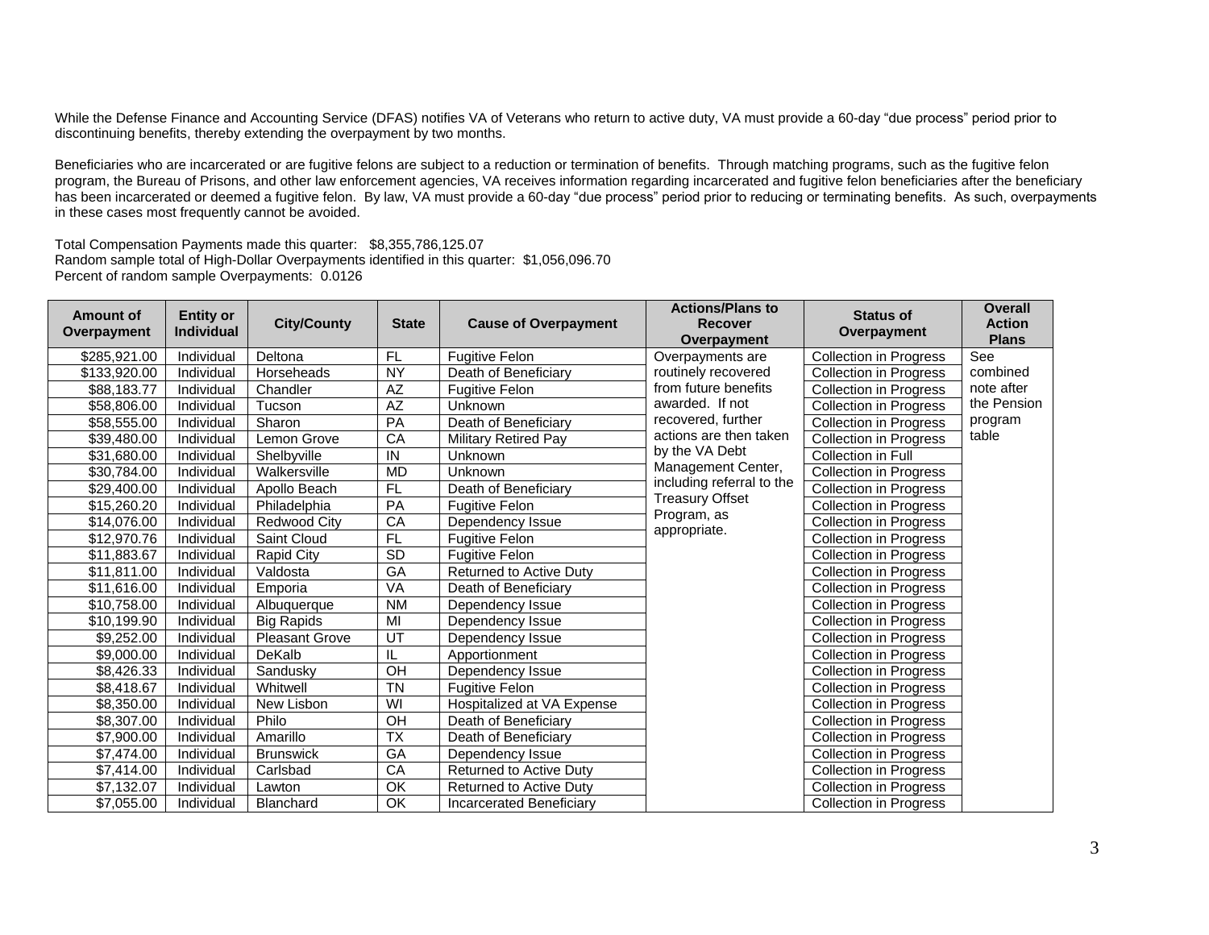While the Defense Finance and Accounting Service (DFAS) notifies VA of Veterans who return to active duty, VA must provide a 60-day "due process" period prior to discontinuing benefits, thereby extending the overpayment by two months.

Beneficiaries who are incarcerated or are fugitive felons are subject to a reduction or termination of benefits. Through matching programs, such as the fugitive felon program, the Bureau of Prisons, and other law enforcement agencies, VA receives information regarding incarcerated and fugitive felon beneficiaries after the beneficiary has been incarcerated or deemed a fugitive felon. By law, VA must provide a 60-day "due process" period prior to reducing or terminating benefits. As such, overpayments in these cases most frequently cannot be avoided.

Total Compensation Payments made this quarter: $8,355,786,125.07
Random sample total of High-Dollar Overpayments identified in this quarter: $1,056,096.70
Percent of random sample Overpayments: 0.0126

| Amount of Overpayment | Entity or Individual | City/County | State | Cause of Overpayment | Actions/Plans to Recover Overpayment | Status of Overpayment | Overall Action Plans |
|---|---|---|---|---|---|---|---|
| $285,921.00 | Individual | Deltona | FL | Fugitive Felon | Overpayments are routinely recovered from future benefits awarded. If not recovered, further actions are then taken by the VA Debt Management Center, including referral to the Treasury Offset Program, as appropriate. | Collection in Progress | See combined note after the Pension program table |
| $133,920.00 | Individual | Horseheads | NY | Death of Beneficiary | | Collection in Progress | |
| $88,183.77 | Individual | Chandler | AZ | Fugitive Felon | | Collection in Progress | |
| $58,806.00 | Individual | Tucson | AZ | Unknown | | Collection in Progress | |
| $58,555.00 | Individual | Sharon | PA | Death of Beneficiary | | Collection in Progress | |
| $39,480.00 | Individual | Lemon Grove | CA | Military Retired Pay | | Collection in Progress | |
| $31,680.00 | Individual | Shelbyville | IN | Unknown | | Collection in Full | |
| $30,784.00 | Individual | Walkersville | MD | Unknown | | Collection in Progress | |
| $29,400.00 | Individual | Apollo Beach | FL | Death of Beneficiary | | Collection in Progress | |
| $15,260.20 | Individual | Philadelphia | PA | Fugitive Felon | | Collection in Progress | |
| $14,076.00 | Individual | Redwood City | CA | Dependency Issue | | Collection in Progress | |
| $12,970.76 | Individual | Saint Cloud | FL | Fugitive Felon | | Collection in Progress | |
| $11,883.67 | Individual | Rapid City | SD | Fugitive Felon | | Collection in Progress | |
| $11,811.00 | Individual | Valdosta | GA | Returned to Active Duty | | Collection in Progress | |
| $11,616.00 | Individual | Emporia | VA | Death of Beneficiary | | Collection in Progress | |
| $10,758.00 | Individual | Albuquerque | NM | Dependency Issue | | Collection in Progress | |
| $10,199.90 | Individual | Big Rapids | MI | Dependency Issue | | Collection in Progress | |
| $9,252.00 | Individual | Pleasant Grove | UT | Dependency Issue | | Collection in Progress | |
| $9,000.00 | Individual | DeKalb | IL | Apportionment | | Collection in Progress | |
| $8,426.33 | Individual | Sandusky | OH | Dependency Issue | | Collection in Progress | |
| $8,418.67 | Individual | Whitwell | TN | Fugitive Felon | | Collection in Progress | |
| $8,350.00 | Individual | New Lisbon | WI | Hospitalized at VA Expense | | Collection in Progress | |
| $8,307.00 | Individual | Philo | OH | Death of Beneficiary | | Collection in Progress | |
| $7,900.00 | Individual | Amarillo | TX | Death of Beneficiary | | Collection in Progress | |
| $7,474.00 | Individual | Brunswick | GA | Dependency Issue | | Collection in Progress | |
| $7,414.00 | Individual | Carlsbad | CA | Returned to Active Duty | | Collection in Progress | |
| $7,132.07 | Individual | Lawton | OK | Returned to Active Duty | | Collection in Progress | |
| $7,055.00 | Individual | Blanchard | OK | Incarcerated Beneficiary | | Collection in Progress | |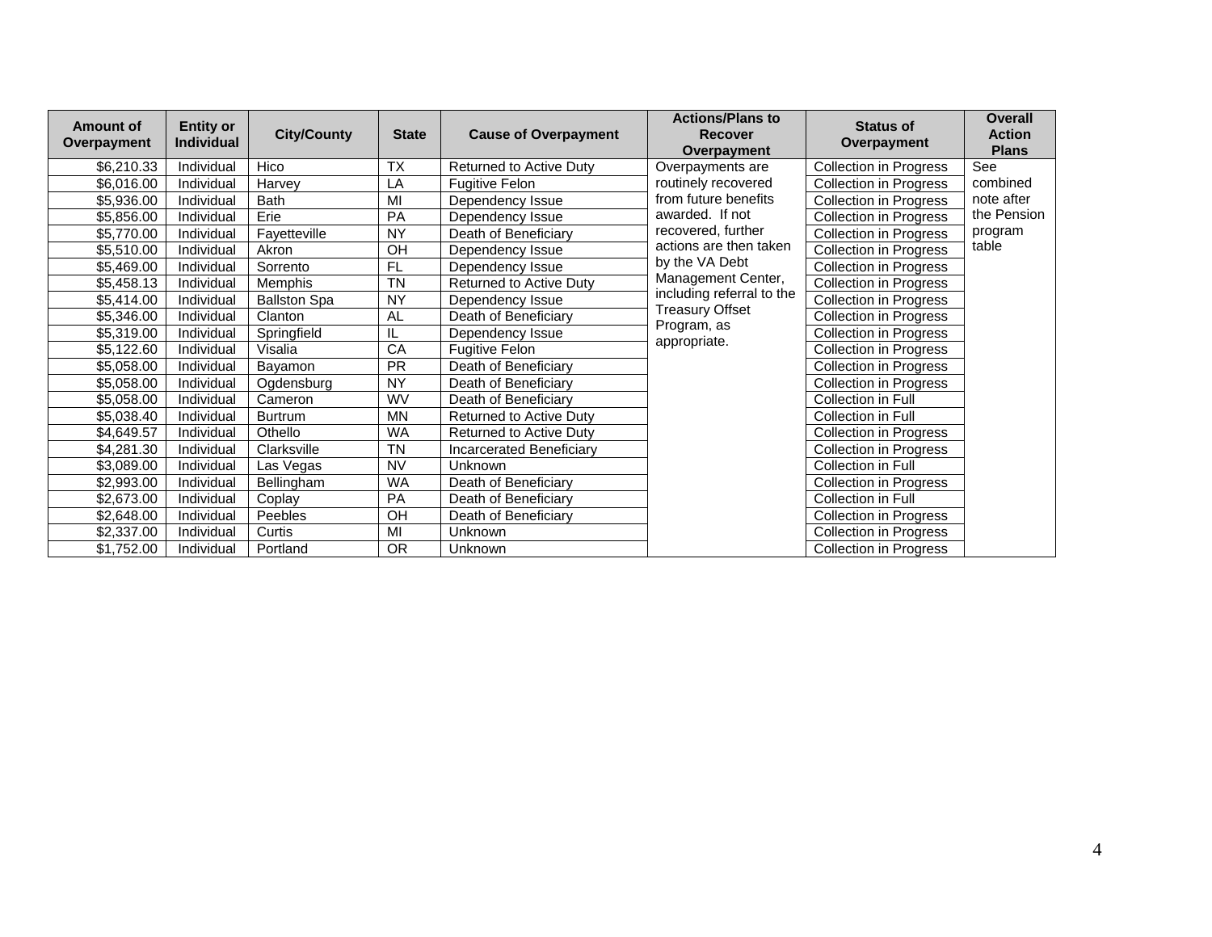| Amount of Overpayment | Entity or Individual | City/County | State | Cause of Overpayment | Actions/Plans to Recover Overpayment | Status of Overpayment | Overall Action Plans |
|---|---|---|---|---|---|---|---|
| $6,210.33 | Individual | Hico | TX | Returned to Active Duty | Overpayments are routinely recovered from future benefits awarded. If not recovered, further actions are then taken by the VA Debt Management Center, including referral to the Treasury Offset Program, as appropriate. | Collection in Progress | See combined note after the Pension program table |
| $6,016.00 | Individual | Harvey | LA | Fugitive Felon | | Collection in Progress | |
| $5,936.00 | Individual | Bath | MI | Dependency Issue | | Collection in Progress | |
| $5,856.00 | Individual | Erie | PA | Dependency Issue | | Collection in Progress | |
| $5,770.00 | Individual | Fayetteville | NY | Death of Beneficiary | | Collection in Progress | |
| $5,510.00 | Individual | Akron | OH | Dependency Issue | | Collection in Progress | |
| $5,469.00 | Individual | Sorrento | FL | Dependency Issue | | Collection in Progress | |
| $5,458.13 | Individual | Memphis | TN | Returned to Active Duty | | Collection in Progress | |
| $5,414.00 | Individual | Ballston Spa | NY | Dependency Issue | | Collection in Progress | |
| $5,346.00 | Individual | Clanton | AL | Death of Beneficiary | | Collection in Progress | |
| $5,319.00 | Individual | Springfield | IL | Dependency Issue | | Collection in Progress | |
| $5,122.60 | Individual | Visalia | CA | Fugitive Felon | | Collection in Progress | |
| $5,058.00 | Individual | Bayamon | PR | Death of Beneficiary | | Collection in Progress | |
| $5,058.00 | Individual | Ogdensburg | NY | Death of Beneficiary | | Collection in Progress | |
| $5,058.00 | Individual | Cameron | WV | Death of Beneficiary | | Collection in Full | |
| $5,038.40 | Individual | Burtrum | MN | Returned to Active Duty | | Collection in Full | |
| $4,649.57 | Individual | Othello | WA | Returned to Active Duty | | Collection in Progress | |
| $4,281.30 | Individual | Clarksville | TN | Incarcerated Beneficiary | | Collection in Progress | |
| $3,089.00 | Individual | Las Vegas | NV | Unknown | | Collection in Full | |
| $2,993.00 | Individual | Bellingham | WA | Death of Beneficiary | | Collection in Progress | |
| $2,673.00 | Individual | Coplay | PA | Death of Beneficiary | | Collection in Full | |
| $2,648.00 | Individual | Peebles | OH | Death of Beneficiary | | Collection in Progress | |
| $2,337.00 | Individual | Curtis | MI | Unknown | | Collection in Progress | |
| $1,752.00 | Individual | Portland | OR | Unknown | | Collection in Progress | |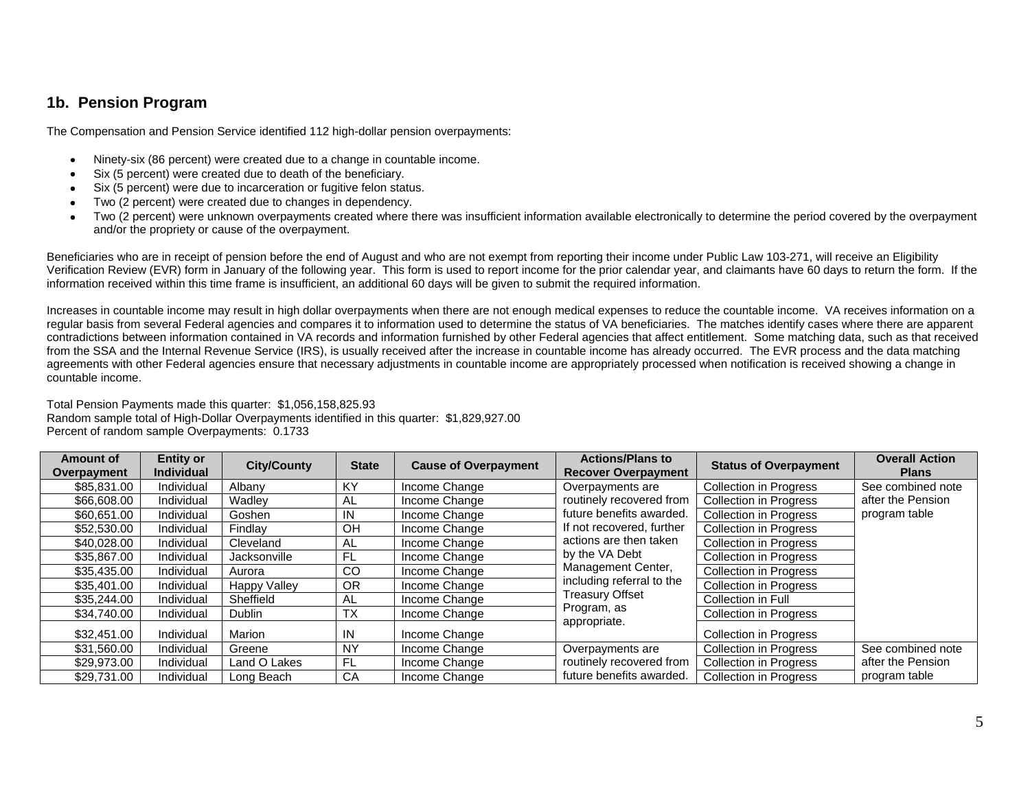## 1b. Pension Program

The Compensation and Pension Service identified 112 high-dollar pension overpayments:

- Ninety-six (86 percent) were created due to a change in countable income.
- Six (5 percent) were created due to death of the beneficiary.
- Six (5 percent) were due to incarceration or fugitive felon status.
- Two (2 percent) were created due to changes in dependency.
- Two (2 percent) were unknown overpayments created where there was insufficient information available electronically to determine the period covered by the overpayment and/or the propriety or cause of the overpayment.

Beneficiaries who are in receipt of pension before the end of August and who are not exempt from reporting their income under Public Law 103-271, will receive an Eligibility Verification Review (EVR) form in January of the following year. This form is used to report income for the prior calendar year, and claimants have 60 days to return the form. If the information received within this time frame is insufficient, an additional 60 days will be given to submit the required information.

Increases in countable income may result in high dollar overpayments when there are not enough medical expenses to reduce the countable income. VA receives information on a regular basis from several Federal agencies and compares it to information used to determine the status of VA beneficiaries. The matches identify cases where there are apparent contradictions between information contained in VA records and information furnished by other Federal agencies that affect entitlement. Some matching data, such as that received from the SSA and the Internal Revenue Service (IRS), is usually received after the increase in countable income has already occurred. The EVR process and the data matching agreements with other Federal agencies ensure that necessary adjustments in countable income are appropriately processed when notification is received showing a change in countable income.

Total Pension Payments made this quarter: $1,056,158,825.93
Random sample total of High-Dollar Overpayments identified in this quarter: $1,829,927.00
Percent of random sample Overpayments: 0.1733

| Amount of Overpayment | Entity or Individual | City/County | State | Cause of Overpayment | Actions/Plans to Recover Overpayment | Status of Overpayment | Overall Action Plans |
|---|---|---|---|---|---|---|---|
| $85,831.00 | Individual | Albany | KY | Income Change | Overpayments are routinely recovered from future benefits awarded. If not recovered, further actions are then taken by the VA Debt Management Center, including referral to the Treasury Offset Program, as appropriate. | Collection in Progress | See combined note after the Pension program table |
| $66,608.00 | Individual | Wadley | AL | Income Change | | Collection in Progress | |
| $60,651.00 | Individual | Goshen | IN | Income Change | | Collection in Progress | |
| $52,530.00 | Individual | Findlay | OH | Income Change | | Collection in Progress | |
| $40,028.00 | Individual | Cleveland | AL | Income Change | | Collection in Progress | |
| $35,867.00 | Individual | Jacksonville | FL | Income Change | | Collection in Progress | |
| $35,435.00 | Individual | Aurora | CO | Income Change | | Collection in Progress | |
| $35,401.00 | Individual | Happy Valley | OR | Income Change | | Collection in Progress | |
| $35,244.00 | Individual | Sheffield | AL | Income Change | | Collection in Full | |
| $34,740.00 | Individual | Dublin | TX | Income Change | | Collection in Progress | |
| $32,451.00 | Individual | Marion | IN | Income Change | | Collection in Progress | |
| $31,560.00 | Individual | Greene | NY | Income Change | Overpayments are routinely recovered from future benefits awarded. | Collection in Progress | See combined note after the Pension program table |
| $29,973.00 | Individual | Land O Lakes | FL | Income Change | | Collection in Progress | |
| $29,731.00 | Individual | Long Beach | CA | Income Change | | Collection in Progress | |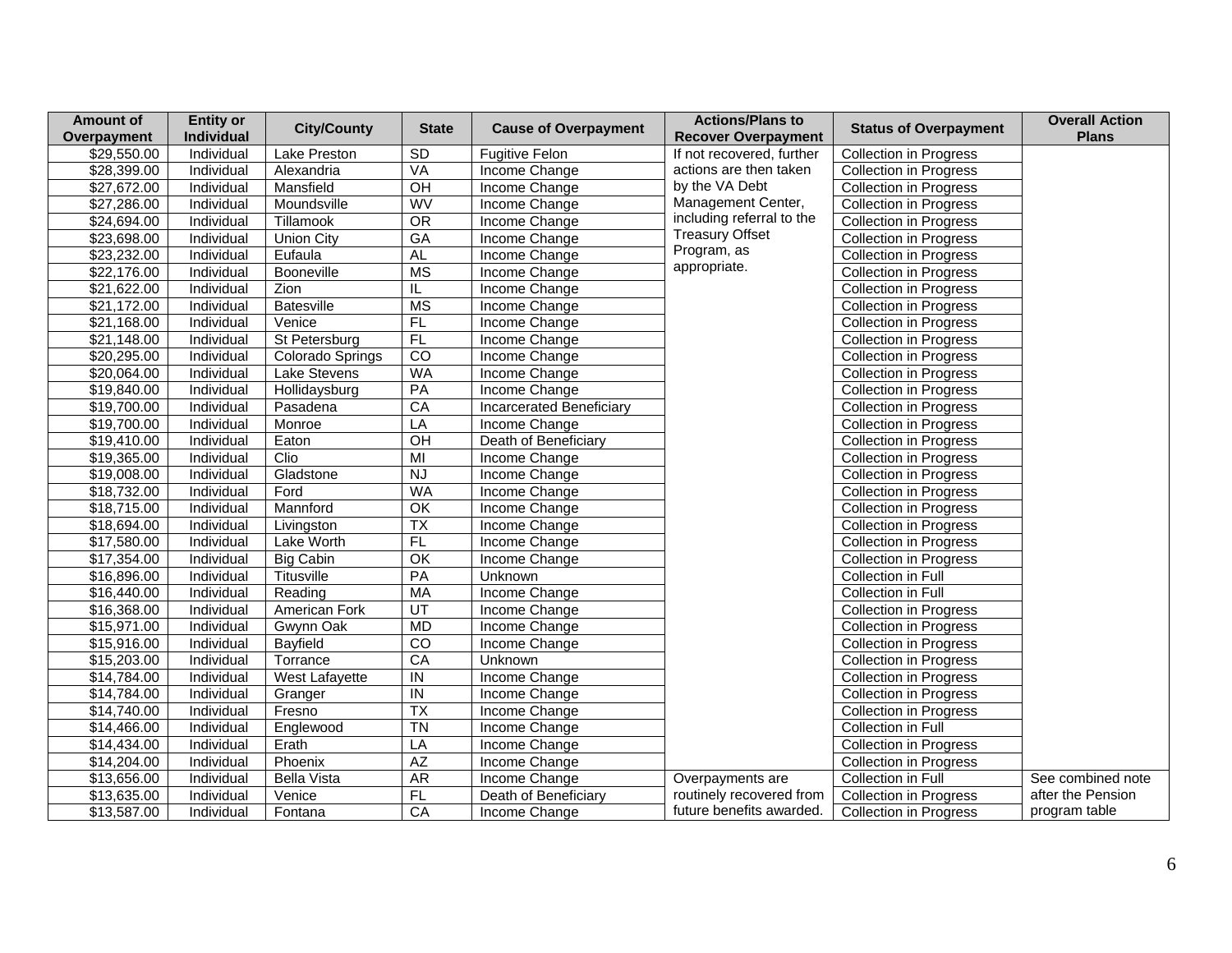| Amount of Overpayment | Entity or Individual | City/County | State | Cause of Overpayment | Actions/Plans to Recover Overpayment | Status of Overpayment | Overall Action Plans |
|---|---|---|---|---|---|---|---|
| $29,550.00 | Individual | Lake Preston | SD | Fugitive Felon | If not recovered, further actions are then taken by the VA Debt Management Center, including referral to the Treasury Offset Program, as appropriate. | Collection in Progress | |
| $28,399.00 | Individual | Alexandria | VA | Income Change | | Collection in Progress | |
| $27,672.00 | Individual | Mansfield | OH | Income Change | | Collection in Progress | |
| $27,286.00 | Individual | Moundsville | WV | Income Change | | Collection in Progress | |
| $24,694.00 | Individual | Tillamook | OR | Income Change | | Collection in Progress | |
| $23,698.00 | Individual | Union City | GA | Income Change | | Collection in Progress | |
| $23,232.00 | Individual | Eufaula | AL | Income Change | | Collection in Progress | |
| $22,176.00 | Individual | Booneville | MS | Income Change | | Collection in Progress | |
| $21,622.00 | Individual | Zion | IL | Income Change | | Collection in Progress | |
| $21,172.00 | Individual | Batesville | MS | Income Change | | Collection in Progress | |
| $21,168.00 | Individual | Venice | FL | Income Change | | Collection in Progress | |
| $21,148.00 | Individual | St Petersburg | FL | Income Change | | Collection in Progress | |
| $20,295.00 | Individual | Colorado Springs | CO | Income Change | | Collection in Progress | |
| $20,064.00 | Individual | Lake Stevens | WA | Income Change | | Collection in Progress | |
| $19,840.00 | Individual | Hollidaysburg | PA | Income Change | | Collection in Progress | |
| $19,700.00 | Individual | Pasadena | CA | Incarcerated Beneficiary | | Collection in Progress | |
| $19,700.00 | Individual | Monroe | LA | Income Change | | Collection in Progress | |
| $19,410.00 | Individual | Eaton | OH | Death of Beneficiary | | Collection in Progress | |
| $19,365.00 | Individual | Clio | MI | Income Change | | Collection in Progress | |
| $19,008.00 | Individual | Gladstone | NJ | Income Change | | Collection in Progress | |
| $18,732.00 | Individual | Ford | WA | Income Change | | Collection in Progress | |
| $18,715.00 | Individual | Mannford | OK | Income Change | | Collection in Progress | |
| $18,694.00 | Individual | Livingston | TX | Income Change | | Collection in Progress | |
| $17,580.00 | Individual | Lake Worth | FL | Income Change | | Collection in Progress | |
| $17,354.00 | Individual | Big Cabin | OK | Income Change | | Collection in Progress | |
| $16,896.00 | Individual | Titusville | PA | Unknown | | Collection in Full | |
| $16,440.00 | Individual | Reading | MA | Income Change | | Collection in Full | |
| $16,368.00 | Individual | American Fork | UT | Income Change | | Collection in Progress | |
| $15,971.00 | Individual | Gwynn Oak | MD | Income Change | | Collection in Progress | |
| $15,916.00 | Individual | Bayfield | CO | Income Change | | Collection in Progress | |
| $15,203.00 | Individual | Torrance | CA | Unknown | | Collection in Progress | |
| $14,784.00 | Individual | West Lafayette | IN | Income Change | | Collection in Progress | |
| $14,784.00 | Individual | Granger | IN | Income Change | | Collection in Progress | |
| $14,740.00 | Individual | Fresno | TX | Income Change | | Collection in Progress | |
| $14,466.00 | Individual | Englewood | TN | Income Change | | Collection in Full | |
| $14,434.00 | Individual | Erath | LA | Income Change | | Collection in Progress | |
| $14,204.00 | Individual | Phoenix | AZ | Income Change | | Collection in Progress | |
| $13,656.00 | Individual | Bella Vista | AR | Income Change | Overpayments are routinely recovered from future benefits awarded. | Collection in Full | See combined note after the Pension program table |
| $13,635.00 | Individual | Venice | FL | Death of Beneficiary | | Collection in Progress | |
| $13,587.00 | Individual | Fontana | CA | Income Change | | Collection in Progress | |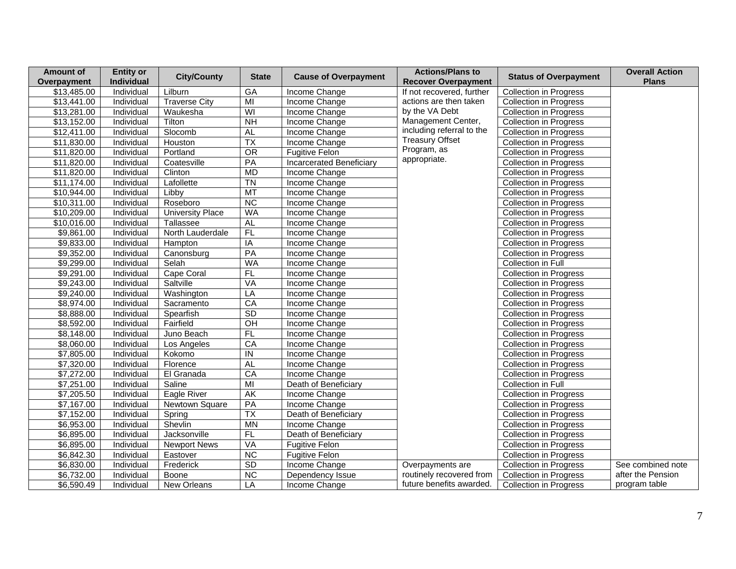| Amount of Overpayment | Entity or Individual | City/County | State | Cause of Overpayment | Actions/Plans to Recover Overpayment | Status of Overpayment | Overall Action Plans |
|---|---|---|---|---|---|---|---|
| $13,485.00 | Individual | Lilburn | GA | Income Change | If not recovered, further actions are then taken by the VA Debt Management Center, including referral to the Treasury Offset Program, as appropriate. | Collection in Progress | |
| $13,441.00 | Individual | Traverse City | MI | Income Change | | Collection in Progress | |
| $13,281.00 | Individual | Waukesha | WI | Income Change | | Collection in Progress | |
| $13,152.00 | Individual | Tilton | NH | Income Change | | Collection in Progress | |
| $12,411.00 | Individual | Slocomb | AL | Income Change | | Collection in Progress | |
| $11,830.00 | Individual | Houston | TX | Income Change | | Collection in Progress | |
| $11,820.00 | Individual | Portland | OR | Fugitive Felon | | Collection in Progress | |
| $11,820.00 | Individual | Coatesville | PA | Incarcerated Beneficiary | | Collection in Progress | |
| $11,820.00 | Individual | Clinton | MD | Income Change | | Collection in Progress | |
| $11,174.00 | Individual | Lafollette | TN | Income Change | | Collection in Progress | |
| $10,944.00 | Individual | Libby | MT | Income Change | | Collection in Progress | |
| $10,311.00 | Individual | Roseboro | NC | Income Change | | Collection in Progress | |
| $10,209.00 | Individual | University Place | WA | Income Change | | Collection in Progress | |
| $10,016.00 | Individual | Tallassee | AL | Income Change | | Collection in Progress | |
| $9,861.00 | Individual | North Lauderdale | FL | Income Change | | Collection in Progress | |
| $9,833.00 | Individual | Hampton | IA | Income Change | | Collection in Progress | |
| $9,352.00 | Individual | Canonsburg | PA | Income Change | | Collection in Progress | |
| $9,299.00 | Individual | Selah | WA | Income Change | | Collection in Full | |
| $9,291.00 | Individual | Cape Coral | FL | Income Change | | Collection in Progress | |
| $9,243.00 | Individual | Saltville | VA | Income Change | | Collection in Progress | |
| $9,240.00 | Individual | Washington | LA | Income Change | | Collection in Progress | |
| $8,974.00 | Individual | Sacramento | CA | Income Change | | Collection in Progress | |
| $8,888.00 | Individual | Spearfish | SD | Income Change | | Collection in Progress | |
| $8,592.00 | Individual | Fairfield | OH | Income Change | | Collection in Progress | |
| $8,148.00 | Individual | Juno Beach | FL | Income Change | | Collection in Progress | |
| $8,060.00 | Individual | Los Angeles | CA | Income Change | | Collection in Progress | |
| $7,805.00 | Individual | Kokomo | IN | Income Change | | Collection in Progress | |
| $7,320.00 | Individual | Florence | AL | Income Change | | Collection in Progress | |
| $7,272.00 | Individual | El Granada | CA | Income Change | | Collection in Progress | |
| $7,251.00 | Individual | Saline | MI | Death of Beneficiary | | Collection in Full | |
| $7,205.50 | Individual | Eagle River | AK | Income Change | | Collection in Progress | |
| $7,167.00 | Individual | Newtown Square | PA | Income Change | | Collection in Progress | |
| $7,152.00 | Individual | Spring | TX | Death of Beneficiary | | Collection in Progress | |
| $6,953.00 | Individual | Shevlin | MN | Income Change | | Collection in Progress | |
| $6,895.00 | Individual | Jacksonville | FL | Death of Beneficiary | | Collection in Progress | |
| $6,895.00 | Individual | Newport News | VA | Fugitive Felon | | Collection in Progress | |
| $6,842.30 | Individual | Eastover | NC | Fugitive Felon | | Collection in Progress | |
| $6,830.00 | Individual | Frederick | SD | Income Change | Overpayments are routinely recovered from future benefits awarded. | Collection in Progress | See combined note after the Pension program table |
| $6,732.00 | Individual | Boone | NC | Dependency Issue | | Collection in Progress | |
| $6,590.49 | Individual | New Orleans | LA | Income Change | | Collection in Progress | |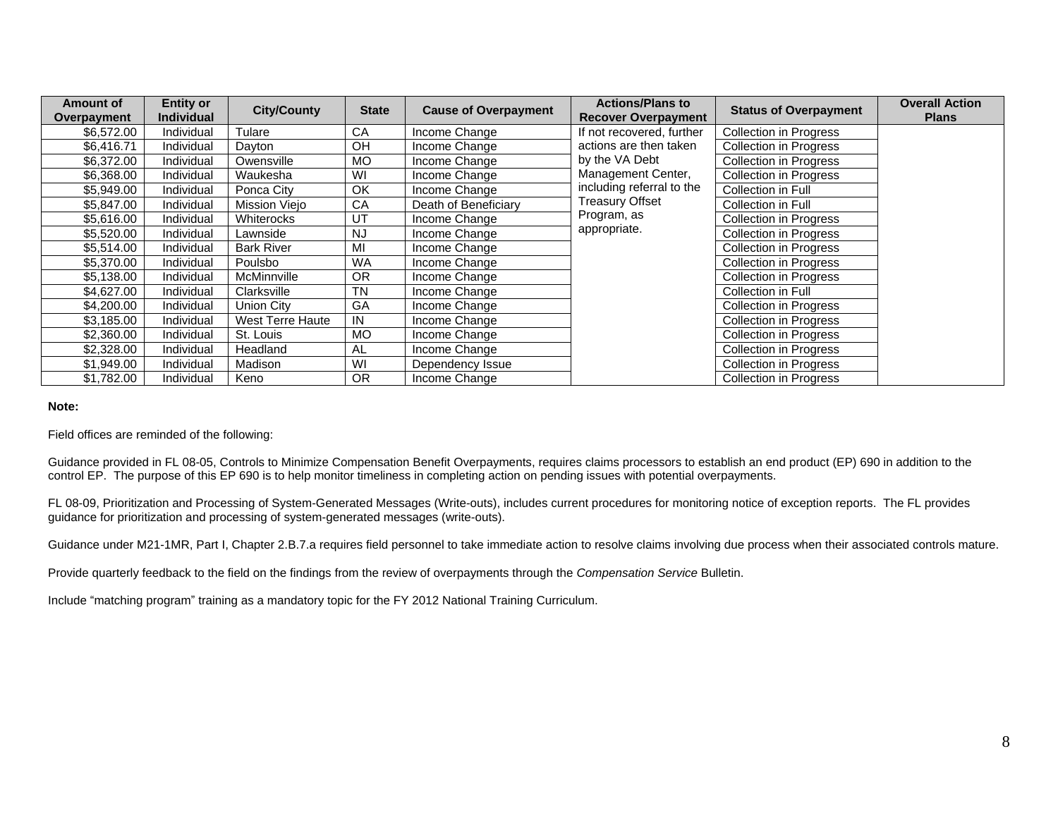| Amount of Overpayment | Entity or Individual | City/County | State | Cause of Overpayment | Actions/Plans to Recover Overpayment | Status of Overpayment | Overall Action Plans |
|---|---|---|---|---|---|---|---|
| $6,572.00 | Individual | Tulare | CA | Income Change | If not recovered, further actions are then taken by the VA Debt Management Center, including referral to the Treasury Offset Program, as appropriate. | Collection in Progress | |
| $6,416.71 | Individual | Dayton | OH | Income Change | | Collection in Progress | |
| $6,372.00 | Individual | Owensville | MO | Income Change | | Collection in Progress | |
| $6,368.00 | Individual | Waukesha | WI | Income Change | | Collection in Progress | |
| $5,949.00 | Individual | Ponca City | OK | Income Change | | Collection in Full | |
| $5,847.00 | Individual | Mission Viejo | CA | Death of Beneficiary | | Collection in Full | |
| $5,616.00 | Individual | Whiterocks | UT | Income Change | | Collection in Progress | |
| $5,520.00 | Individual | Lawnside | NJ | Income Change | | Collection in Progress | |
| $5,514.00 | Individual | Bark River | MI | Income Change | | Collection in Progress | |
| $5,370.00 | Individual | Poulsbo | WA | Income Change | | Collection in Progress | |
| $5,138.00 | Individual | McMinnville | OR | Income Change | | Collection in Progress | |
| $4,627.00 | Individual | Clarksville | TN | Income Change | | Collection in Full | |
| $4,200.00 | Individual | Union City | GA | Income Change | | Collection in Progress | |
| $3,185.00 | Individual | West Terre Haute | IN | Income Change | | Collection in Progress | |
| $2,360.00 | Individual | St. Louis | MO | Income Change | | Collection in Progress | |
| $2,328.00 | Individual | Headland | AL | Income Change | | Collection in Progress | |
| $1,949.00 | Individual | Madison | WI | Dependency Issue | | Collection in Progress | |
| $1,782.00 | Individual | Keno | OR | Income Change | | Collection in Progress | |

**Note:**

Field offices are reminded of the following:

Guidance provided in FL 08-05, Controls to Minimize Compensation Benefit Overpayments, requires claims processors to establish an end product (EP) 690 in addition to the control EP. The purpose of this EP 690 is to help monitor timeliness in completing action on pending issues with potential overpayments.

FL 08-09, Prioritization and Processing of System-Generated Messages (Write-outs), includes current procedures for monitoring notice of exception reports. The FL provides guidance for prioritization and processing of system-generated messages (write-outs).

Guidance under M21-1MR, Part I, Chapter 2.B.7.a requires field personnel to take immediate action to resolve claims involving due process when their associated controls mature.

Provide quarterly feedback to the field on the findings from the review of overpayments through the *Compensation Service* Bulletin.

Include "matching program" training as a mandatory topic for the FY 2012 National Training Curriculum.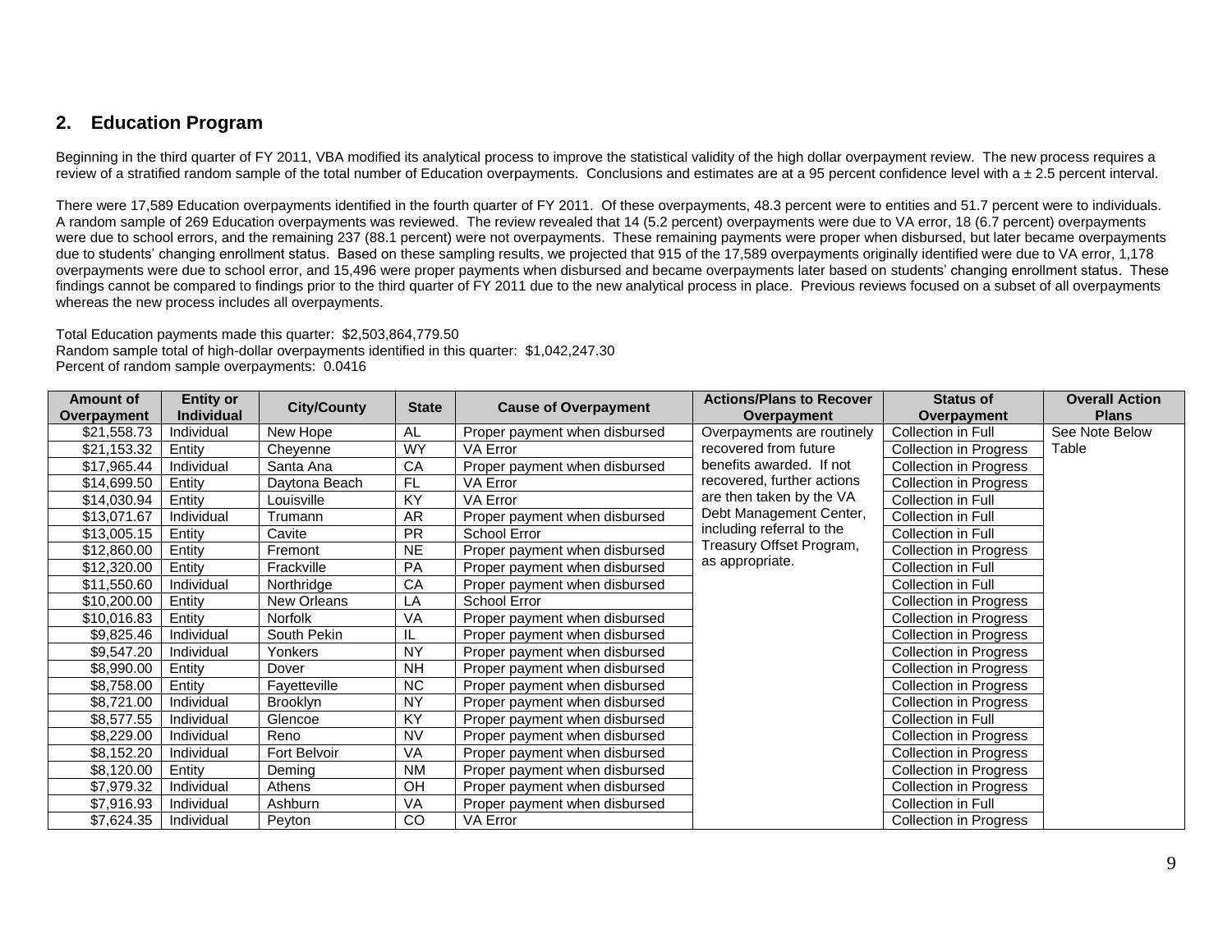## 2. Education Program

Beginning in the third quarter of FY 2011, VBA modified its analytical process to improve the statistical validity of the high dollar overpayment review. The new process requires a review of a stratified random sample of the total number of Education overpayments. Conclusions and estimates are at a 95 percent confidence level with a ± 2.5 percent interval.

There were 17,589 Education overpayments identified in the fourth quarter of FY 2011. Of these overpayments, 48.3 percent were to entities and 51.7 percent were to individuals. A random sample of 269 Education overpayments was reviewed. The review revealed that 14 (5.2 percent) overpayments were due to VA error, 18 (6.7 percent) overpayments were due to school errors, and the remaining 237 (88.1 percent) were not overpayments. These remaining payments were proper when disbursed, but later became overpayments due to students' changing enrollment status. Based on these sampling results, we projected that 915 of the 17,589 overpayments originally identified were due to VA error, 1,178 overpayments were due to school error, and 15,496 were proper payments when disbursed and became overpayments later based on students' changing enrollment status. These findings cannot be compared to findings prior to the third quarter of FY 2011 due to the new analytical process in place. Previous reviews focused on a subset of all overpayments whereas the new process includes all overpayments.

Total Education payments made this quarter: $2,503,864,779.50
Random sample total of high-dollar overpayments identified in this quarter: $1,042,247.30
Percent of random sample overpayments: 0.0416

| Amount of Overpayment | Entity or Individual | City/County | State | Cause of Overpayment | Actions/Plans to Recover Overpayment | Status of Overpayment | Overall Action Plans |
|---|---|---|---|---|---|---|---|
| $21,558.73 | Individual | New Hope | AL | Proper payment when disbursed | Overpayments are routinely recovered from future benefits awarded. If not recovered, further actions are then taken by the VA Debt Management Center, including referral to the Treasury Offset Program, as appropriate. | Collection in Full | See Note Below Table |
| $21,153.32 | Entity | Cheyenne | WY | VA Error | | Collection in Progress | |
| $17,965.44 | Individual | Santa Ana | CA | Proper payment when disbursed | | Collection in Progress | |
| $14,699.50 | Entity | Daytona Beach | FL | VA Error | | Collection in Progress | |
| $14,030.94 | Entity | Louisville | KY | VA Error | | Collection in Full | |
| $13,071.67 | Individual | Trumann | AR | Proper payment when disbursed | | Collection in Full | |
| $13,005.15 | Entity | Cavite | PR | School Error | | Collection in Full | |
| $12,860.00 | Entity | Fremont | NE | Proper payment when disbursed | | Collection in Progress | |
| $12,320.00 | Entity | Frackville | PA | Proper payment when disbursed | | Collection in Full | |
| $11,550.60 | Individual | Northridge | CA | Proper payment when disbursed | | Collection in Full | |
| $10,200.00 | Entity | New Orleans | LA | School Error | | Collection in Progress | |
| $10,016.83 | Entity | Norfolk | VA | Proper payment when disbursed | | Collection in Progress | |
| $9,825.46 | Individual | South Pekin | IL | Proper payment when disbursed | | Collection in Progress | |
| $9,547.20 | Individual | Yonkers | NY | Proper payment when disbursed | | Collection in Progress | |
| $8,990.00 | Entity | Dover | NH | Proper payment when disbursed | | Collection in Progress | |
| $8,758.00 | Entity | Fayetteville | NC | Proper payment when disbursed | | Collection in Progress | |
| $8,721.00 | Individual | Brooklyn | NY | Proper payment when disbursed | | Collection in Progress | |
| $8,577.55 | Individual | Glencoe | KY | Proper payment when disbursed | | Collection in Full | |
| $8,229.00 | Individual | Reno | NV | Proper payment when disbursed | | Collection in Progress | |
| $8,152.20 | Individual | Fort Belvoir | VA | Proper payment when disbursed | | Collection in Progress | |
| $8,120.00 | Entity | Deming | NM | Proper payment when disbursed | | Collection in Progress | |
| $7,979.32 | Individual | Athens | OH | Proper payment when disbursed | | Collection in Progress | |
| $7,916.93 | Individual | Ashburn | VA | Proper payment when disbursed | | Collection in Full | |
| $7,624.35 | Individual | Peyton | CO | VA Error | | Collection in Progress | |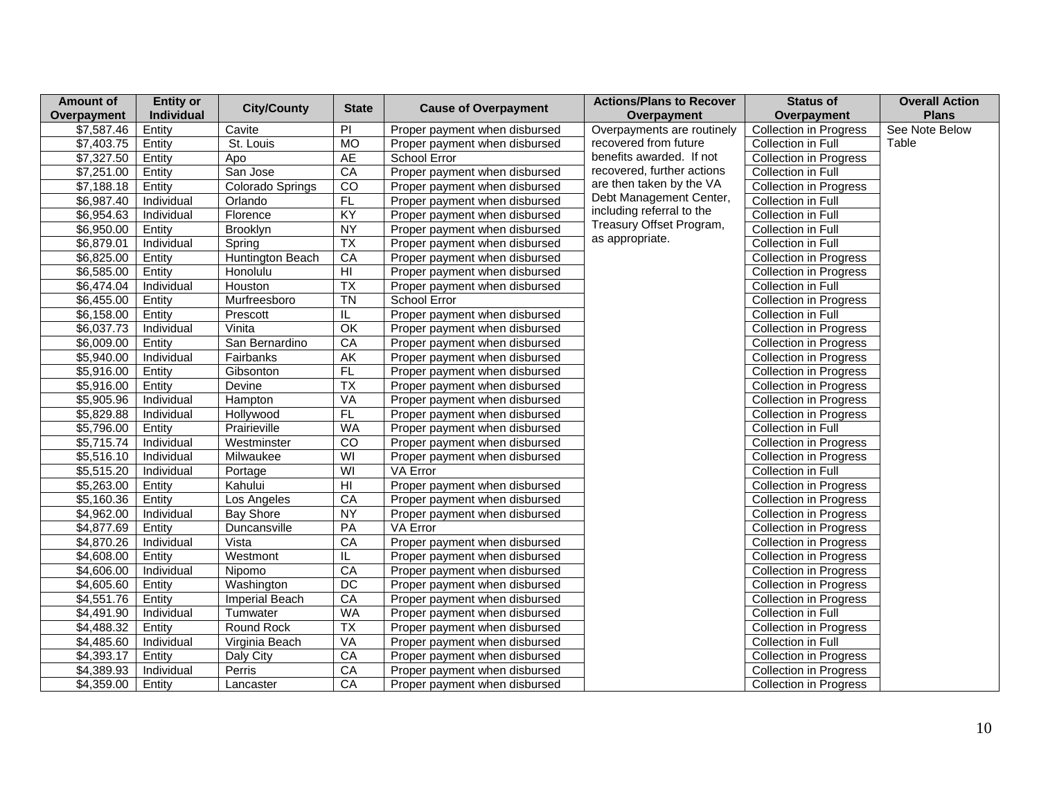| Amount of Overpayment | Entity or Individual | City/County | State | Cause of Overpayment | Actions/Plans to Recover Overpayment | Status of Overpayment | Overall Action Plans |
|---|---|---|---|---|---|---|---|
| $7,587.46 | Entity | Cavite | PI | Proper payment when disbursed | Overpayments are routinely recovered from future benefits awarded. If not recovered, further actions are then taken by the VA Debt Management Center, including referral to the Treasury Offset Program, as appropriate. | Collection in Progress | See Note Below Table |
| $7,403.75 | Entity | St. Louis | MO | Proper payment when disbursed | | Collection in Full | |
| $7,327.50 | Entity | Apo | AE | School Error | | Collection in Progress | |
| $7,251.00 | Entity | San Jose | CA | Proper payment when disbursed | | Collection in Full | |
| $7,188.18 | Entity | Colorado Springs | CO | Proper payment when disbursed | | Collection in Progress | |
| $6,987.40 | Individual | Orlando | FL | Proper payment when disbursed | | Collection in Full | |
| $6,954.63 | Individual | Florence | KY | Proper payment when disbursed | | Collection in Full | |
| $6,950.00 | Entity | Brooklyn | NY | Proper payment when disbursed | | Collection in Full | |
| $6,879.01 | Individual | Spring | TX | Proper payment when disbursed | | Collection in Full | |
| $6,825.00 | Entity | Huntington Beach | CA | Proper payment when disbursed | | Collection in Progress | |
| $6,585.00 | Entity | Honolulu | HI | Proper payment when disbursed | | Collection in Progress | |
| $6,474.04 | Individual | Houston | TX | Proper payment when disbursed | | Collection in Full | |
| $6,455.00 | Entity | Murfreesboro | TN | School Error | | Collection in Progress | |
| $6,158.00 | Entity | Prescott | IL | Proper payment when disbursed | | Collection in Full | |
| $6,037.73 | Individual | Vinita | OK | Proper payment when disbursed | | Collection in Progress | |
| $6,009.00 | Entity | San Bernardino | CA | Proper payment when disbursed | | Collection in Progress | |
| $5,940.00 | Individual | Fairbanks | AK | Proper payment when disbursed | | Collection in Progress | |
| $5,916.00 | Entity | Gibsonton | FL | Proper payment when disbursed | | Collection in Progress | |
| $5,916.00 | Entity | Devine | TX | Proper payment when disbursed | | Collection in Progress | |
| $5,905.96 | Individual | Hampton | VA | Proper payment when disbursed | | Collection in Progress | |
| $5,829.88 | Individual | Hollywood | FL | Proper payment when disbursed | | Collection in Progress | |
| $5,796.00 | Entity | Prairieville | WA | Proper payment when disbursed | | Collection in Full | |
| $5,715.74 | Individual | Westminster | CO | Proper payment when disbursed | | Collection in Progress | |
| $5,516.10 | Individual | Milwaukee | WI | Proper payment when disbursed | | Collection in Progress | |
| $5,515.20 | Individual | Portage | WI | VA Error | | Collection in Full | |
| $5,263.00 | Entity | Kahului | HI | Proper payment when disbursed | | Collection in Progress | |
| $5,160.36 | Entity | Los Angeles | CA | Proper payment when disbursed | | Collection in Progress | |
| $4,962.00 | Individual | Bay Shore | NY | Proper payment when disbursed | | Collection in Progress | |
| $4,877.69 | Entity | Duncansville | PA | VA Error | | Collection in Progress | |
| $4,870.26 | Individual | Vista | CA | Proper payment when disbursed | | Collection in Progress | |
| $4,608.00 | Entity | Westmont | IL | Proper payment when disbursed | | Collection in Progress | |
| $4,606.00 | Individual | Nipomo | CA | Proper payment when disbursed | | Collection in Progress | |
| $4,605.60 | Entity | Washington | DC | Proper payment when disbursed | | Collection in Progress | |
| $4,551.76 | Entity | Imperial Beach | CA | Proper payment when disbursed | | Collection in Progress | |
| $4,491.90 | Individual | Tumwater | WA | Proper payment when disbursed | | Collection in Full | |
| $4,488.32 | Entity | Round Rock | TX | Proper payment when disbursed | | Collection in Progress | |
| $4,485.60 | Individual | Virginia Beach | VA | Proper payment when disbursed | | Collection in Full | |
| $4,393.17 | Entity | Daly City | CA | Proper payment when disbursed | | Collection in Progress | |
| $4,389.93 | Individual | Perris | CA | Proper payment when disbursed | | Collection in Progress | |
| $4,359.00 | Entity | Lancaster | CA | Proper payment when disbursed | | Collection in Progress | |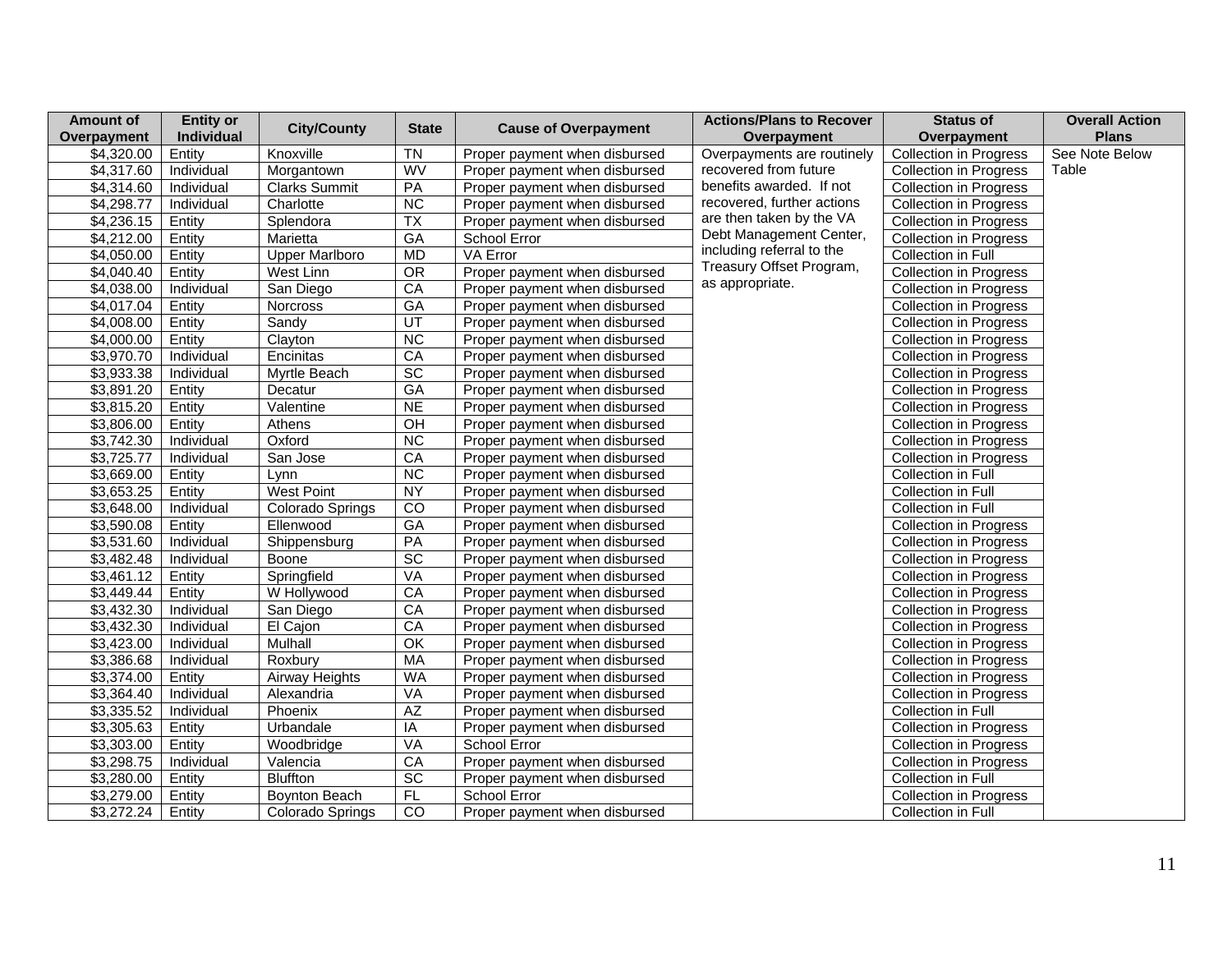| Amount of Overpayment | Entity or Individual | City/County | State | Cause of Overpayment | Actions/Plans to Recover Overpayment | Status of Overpayment | Overall Action Plans |
|---|---|---|---|---|---|---|---|
| $4,320.00 | Entity | Knoxville | TN | Proper payment when disbursed | Overpayments are routinely recovered from future benefits awarded. If not recovered, further actions are then taken by the VA Debt Management Center, including referral to the Treasury Offset Program, as appropriate. | Collection in Progress | See Note Below Table |
| $4,317.60 | Individual | Morgantown | WV | Proper payment when disbursed | | Collection in Progress | |
| $4,314.60 | Individual | Clarks Summit | PA | Proper payment when disbursed | | Collection in Progress | |
| $4,298.77 | Individual | Charlotte | NC | Proper payment when disbursed | | Collection in Progress | |
| $4,236.15 | Entity | Splendora | TX | Proper payment when disbursed | | Collection in Progress | |
| $4,212.00 | Entity | Marietta | GA | School Error | | Collection in Progress | |
| $4,050.00 | Entity | Upper Marlboro | MD | VA Error | | Collection in Full | |
| $4,040.40 | Entity | West Linn | OR | Proper payment when disbursed | | Collection in Progress | |
| $4,038.00 | Individual | San Diego | CA | Proper payment when disbursed | | Collection in Progress | |
| $4,017.04 | Entity | Norcross | GA | Proper payment when disbursed | | Collection in Progress | |
| $4,008.00 | Entity | Sandy | UT | Proper payment when disbursed | | Collection in Progress | |
| $4,000.00 | Entity | Clayton | NC | Proper payment when disbursed | | Collection in Progress | |
| $3,970.70 | Individual | Encinitas | CA | Proper payment when disbursed | | Collection in Progress | |
| $3,933.38 | Individual | Myrtle Beach | SC | Proper payment when disbursed | | Collection in Progress | |
| $3,891.20 | Entity | Decatur | GA | Proper payment when disbursed | | Collection in Progress | |
| $3,815.20 | Entity | Valentine | NE | Proper payment when disbursed | | Collection in Progress | |
| $3,806.00 | Entity | Athens | OH | Proper payment when disbursed | | Collection in Progress | |
| $3,742.30 | Individual | Oxford | NC | Proper payment when disbursed | | Collection in Progress | |
| $3,725.77 | Individual | San Jose | CA | Proper payment when disbursed | | Collection in Progress | |
| $3,669.00 | Entity | Lynn | NC | Proper payment when disbursed | | Collection in Full | |
| $3,653.25 | Entity | West Point | NY | Proper payment when disbursed | | Collection in Full | |
| $3,648.00 | Individual | Colorado Springs | CO | Proper payment when disbursed | | Collection in Full | |
| $3,590.08 | Entity | Ellenwood | GA | Proper payment when disbursed | | Collection in Progress | |
| $3,531.60 | Individual | Shippensburg | PA | Proper payment when disbursed | | Collection in Progress | |
| $3,482.48 | Individual | Boone | SC | Proper payment when disbursed | | Collection in Progress | |
| $3,461.12 | Entity | Springfield | VA | Proper payment when disbursed | | Collection in Progress | |
| $3,449.44 | Entity | W Hollywood | CA | Proper payment when disbursed | | Collection in Progress | |
| $3,432.30 | Individual | San Diego | CA | Proper payment when disbursed | | Collection in Progress | |
| $3,432.30 | Individual | El Cajon | CA | Proper payment when disbursed | | Collection in Progress | |
| $3,423.00 | Individual | Mulhall | OK | Proper payment when disbursed | | Collection in Progress | |
| $3,386.68 | Individual | Roxbury | MA | Proper payment when disbursed | | Collection in Progress | |
| $3,374.00 | Entity | Airway Heights | WA | Proper payment when disbursed | | Collection in Progress | |
| $3,364.40 | Individual | Alexandria | VA | Proper payment when disbursed | | Collection in Progress | |
| $3,335.52 | Individual | Phoenix | AZ | Proper payment when disbursed | | Collection in Full | |
| $3,305.63 | Entity | Urbandale | IA | Proper payment when disbursed | | Collection in Progress | |
| $3,303.00 | Entity | Woodbridge | VA | School Error | | Collection in Progress | |
| $3,298.75 | Individual | Valencia | CA | Proper payment when disbursed | | Collection in Progress | |
| $3,280.00 | Entity | Bluffton | SC | Proper payment when disbursed | | Collection in Full | |
| $3,279.00 | Entity | Boynton Beach | FL | School Error | | Collection in Progress | |
| $3,272.24 | Entity | Colorado Springs | CO | Proper payment when disbursed | | Collection in Full | |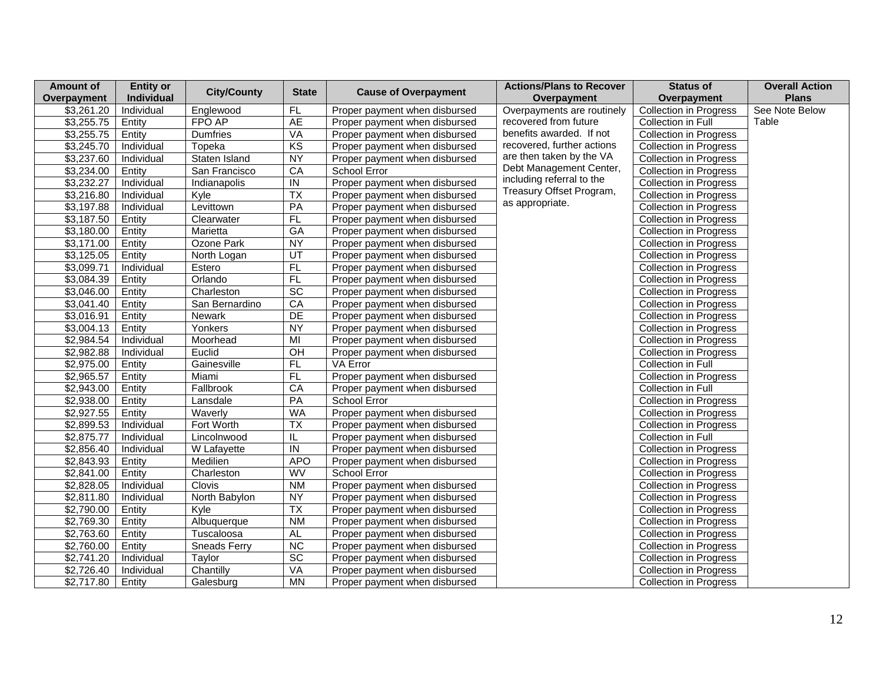| Amount of Overpayment | Entity or Individual | City/County | State | Cause of Overpayment | Actions/Plans to Recover Overpayment | Status of Overpayment | Overall Action Plans |
|---|---|---|---|---|---|---|---|
| $3,261.20 | Individual | Englewood | FL | Proper payment when disbursed | Overpayments are routinely recovered from future benefits awarded. If not recovered, further actions are then taken by the VA Debt Management Center, including referral to the Treasury Offset Program, as appropriate. | Collection in Progress | See Note Below Table |
| $3,255.75 | Entity | FPO AP | AE | Proper payment when disbursed | | Collection in Full | |
| $3,255.75 | Entity | Dumfries | VA | Proper payment when disbursed | | Collection in Progress | |
| $3,245.70 | Individual | Topeka | KS | Proper payment when disbursed | | Collection in Progress | |
| $3,237.60 | Individual | Staten Island | NY | Proper payment when disbursed | | Collection in Progress | |
| $3,234.00 | Entity | San Francisco | CA | School Error | | Collection in Progress | |
| $3,232.27 | Individual | Indianapolis | IN | Proper payment when disbursed | | Collection in Progress | |
| $3,216.80 | Individual | Kyle | TX | Proper payment when disbursed | | Collection in Progress | |
| $3,197.88 | Individual | Levittown | PA | Proper payment when disbursed | | Collection in Progress | |
| $3,187.50 | Entity | Clearwater | FL | Proper payment when disbursed | | Collection in Progress | |
| $3,180.00 | Entity | Marietta | GA | Proper payment when disbursed | | Collection in Progress | |
| $3,171.00 | Entity | Ozone Park | NY | Proper payment when disbursed | | Collection in Progress | |
| $3,125.05 | Entity | North Logan | UT | Proper payment when disbursed | | Collection in Progress | |
| $3,099.71 | Individual | Estero | FL | Proper payment when disbursed | | Collection in Progress | |
| $3,084.39 | Entity | Orlando | FL | Proper payment when disbursed | | Collection in Progress | |
| $3,046.00 | Entity | Charleston | SC | Proper payment when disbursed | | Collection in Progress | |
| $3,041.40 | Entity | San Bernardino | CA | Proper payment when disbursed | | Collection in Progress | |
| $3,016.91 | Entity | Newark | DE | Proper payment when disbursed | | Collection in Progress | |
| $3,004.13 | Entity | Yonkers | NY | Proper payment when disbursed | | Collection in Progress | |
| $2,984.54 | Individual | Moorhead | MI | Proper payment when disbursed | | Collection in Progress | |
| $2,982.88 | Individual | Euclid | OH | Proper payment when disbursed | | Collection in Progress | |
| $2,975.00 | Entity | Gainesville | FL | VA Error | | Collection in Full | |
| $2,965.57 | Entity | Miami | FL | Proper payment when disbursed | | Collection in Progress | |
| $2,943.00 | Entity | Fallbrook | CA | Proper payment when disbursed | | Collection in Full | |
| $2,938.00 | Entity | Lansdale | PA | School Error | | Collection in Progress | |
| $2,927.55 | Entity | Waverly | WA | Proper payment when disbursed | | Collection in Progress | |
| $2,899.53 | Individual | Fort Worth | TX | Proper payment when disbursed | | Collection in Progress | |
| $2,875.77 | Individual | Lincolnwood | IL | Proper payment when disbursed | | Collection in Full | |
| $2,856.40 | Individual | W Lafayette | IN | Proper payment when disbursed | | Collection in Progress | |
| $2,843.93 | Entity | Medilien | APO | Proper payment when disbursed | | Collection in Progress | |
| $2,841.00 | Entity | Charleston | WV | School Error | | Collection in Progress | |
| $2,828.05 | Individual | Clovis | NM | Proper payment when disbursed | | Collection in Progress | |
| $2,811.80 | Individual | North Babylon | NY | Proper payment when disbursed | | Collection in Progress | |
| $2,790.00 | Entity | Kyle | TX | Proper payment when disbursed | | Collection in Progress | |
| $2,769.30 | Entity | Albuquerque | NM | Proper payment when disbursed | | Collection in Progress | |
| $2,763.60 | Entity | Tuscaloosa | AL | Proper payment when disbursed | | Collection in Progress | |
| $2,760.00 | Entity | Sneads Ferry | NC | Proper payment when disbursed | | Collection in Progress | |
| $2,741.20 | Individual | Taylor | SC | Proper payment when disbursed | | Collection in Progress | |
| $2,726.40 | Individual | Chantilly | VA | Proper payment when disbursed | | Collection in Progress | |
| $2,717.80 | Entity | Galesburg | MN | Proper payment when disbursed | | Collection in Progress | |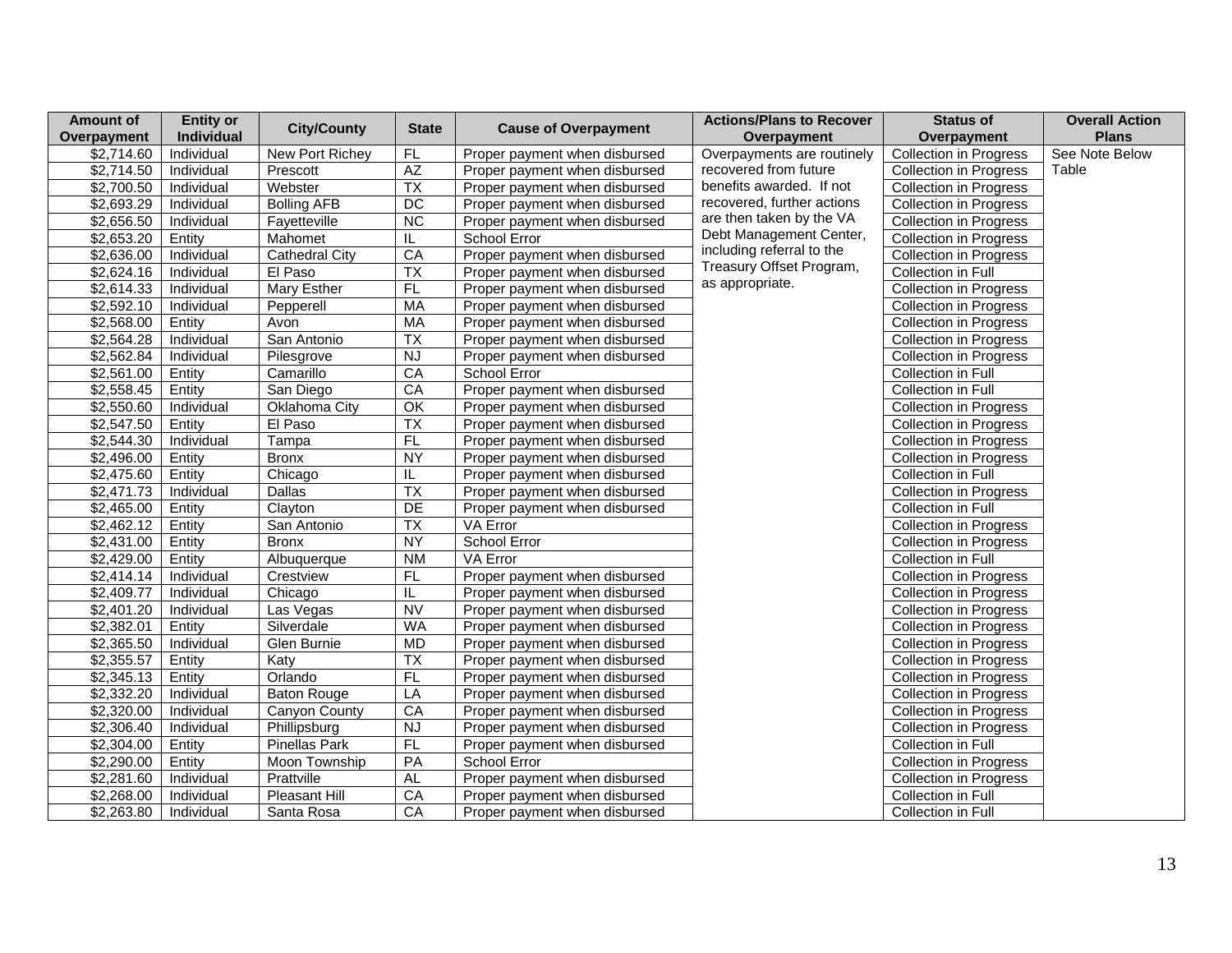| Amount of Overpayment | Entity or Individual | City/County | State | Cause of Overpayment | Actions/Plans to Recover Overpayment | Status of Overpayment | Overall Action Plans |
|---|---|---|---|---|---|---|---|
| $2,714.60 | Individual | New Port Richey | FL | Proper payment when disbursed | Overpayments are routinely recovered from future benefits awarded. If not recovered, further actions are then taken by the VA Debt Management Center, including referral to the Treasury Offset Program, as appropriate. | Collection in Progress | See Note Below Table |
| $2,714.50 | Individual | Prescott | AZ | Proper payment when disbursed | | Collection in Progress | |
| $2,700.50 | Individual | Webster | TX | Proper payment when disbursed | | Collection in Progress | |
| $2,693.29 | Individual | Bolling AFB | DC | Proper payment when disbursed | | Collection in Progress | |
| $2,656.50 | Individual | Fayetteville | NC | Proper payment when disbursed | | Collection in Progress | |
| $2,653.20 | Entity | Mahomet | IL | School Error | | Collection in Progress | |
| $2,636.00 | Individual | Cathedral City | CA | Proper payment when disbursed | | Collection in Progress | |
| $2,624.16 | Individual | El Paso | TX | Proper payment when disbursed | | Collection in Full | |
| $2,614.33 | Individual | Mary Esther | FL | Proper payment when disbursed | | Collection in Progress | |
| $2,592.10 | Individual | Pepperell | MA | Proper payment when disbursed | | Collection in Progress | |
| $2,568.00 | Entity | Avon | MA | Proper payment when disbursed | | Collection in Progress | |
| $2,564.28 | Individual | San Antonio | TX | Proper payment when disbursed | | Collection in Progress | |
| $2,562.84 | Individual | Pilesgrove | NJ | Proper payment when disbursed | | Collection in Progress | |
| $2,561.00 | Entity | Camarillo | CA | School Error | | Collection in Full | |
| $2,558.45 | Entity | San Diego | CA | Proper payment when disbursed | | Collection in Full | |
| $2,550.60 | Individual | Oklahoma City | OK | Proper payment when disbursed | | Collection in Progress | |
| $2,547.50 | Entity | El Paso | TX | Proper payment when disbursed | | Collection in Progress | |
| $2,544.30 | Individual | Tampa | FL | Proper payment when disbursed | | Collection in Progress | |
| $2,496.00 | Entity | Bronx | NY | Proper payment when disbursed | | Collection in Progress | |
| $2,475.60 | Entity | Chicago | IL | Proper payment when disbursed | | Collection in Full | |
| $2,471.73 | Individual | Dallas | TX | Proper payment when disbursed | | Collection in Progress | |
| $2,465.00 | Entity | Clayton | DE | Proper payment when disbursed | | Collection in Full | |
| $2,462.12 | Entity | San Antonio | TX | VA Error | | Collection in Progress | |
| $2,431.00 | Entity | Bronx | NY | School Error | | Collection in Progress | |
| $2,429.00 | Entity | Albuquerque | NM | VA Error | | Collection in Full | |
| $2,414.14 | Individual | Crestview | FL | Proper payment when disbursed | | Collection in Progress | |
| $2,409.77 | Individual | Chicago | IL | Proper payment when disbursed | | Collection in Progress | |
| $2,401.20 | Individual | Las Vegas | NV | Proper payment when disbursed | | Collection in Progress | |
| $2,382.01 | Entity | Silverdale | WA | Proper payment when disbursed | | Collection in Progress | |
| $2,365.50 | Individual | Glen Burnie | MD | Proper payment when disbursed | | Collection in Progress | |
| $2,355.57 | Entity | Katy | TX | Proper payment when disbursed | | Collection in Progress | |
| $2,345.13 | Entity | Orlando | FL | Proper payment when disbursed | | Collection in Progress | |
| $2,332.20 | Individual | Baton Rouge | LA | Proper payment when disbursed | | Collection in Progress | |
| $2,320.00 | Individual | Canyon County | CA | Proper payment when disbursed | | Collection in Progress | |
| $2,306.40 | Individual | Phillipsburg | NJ | Proper payment when disbursed | | Collection in Progress | |
| $2,304.00 | Entity | Pinellas Park | FL | Proper payment when disbursed | | Collection in Full | |
| $2,290.00 | Entity | Moon Township | PA | School Error | | Collection in Progress | |
| $2,281.60 | Individual | Prattville | AL | Proper payment when disbursed | | Collection in Progress | |
| $2,268.00 | Individual | Pleasant Hill | CA | Proper payment when disbursed | | Collection in Full | |
| $2,263.80 | Individual | Santa Rosa | CA | Proper payment when disbursed | | Collection in Full | |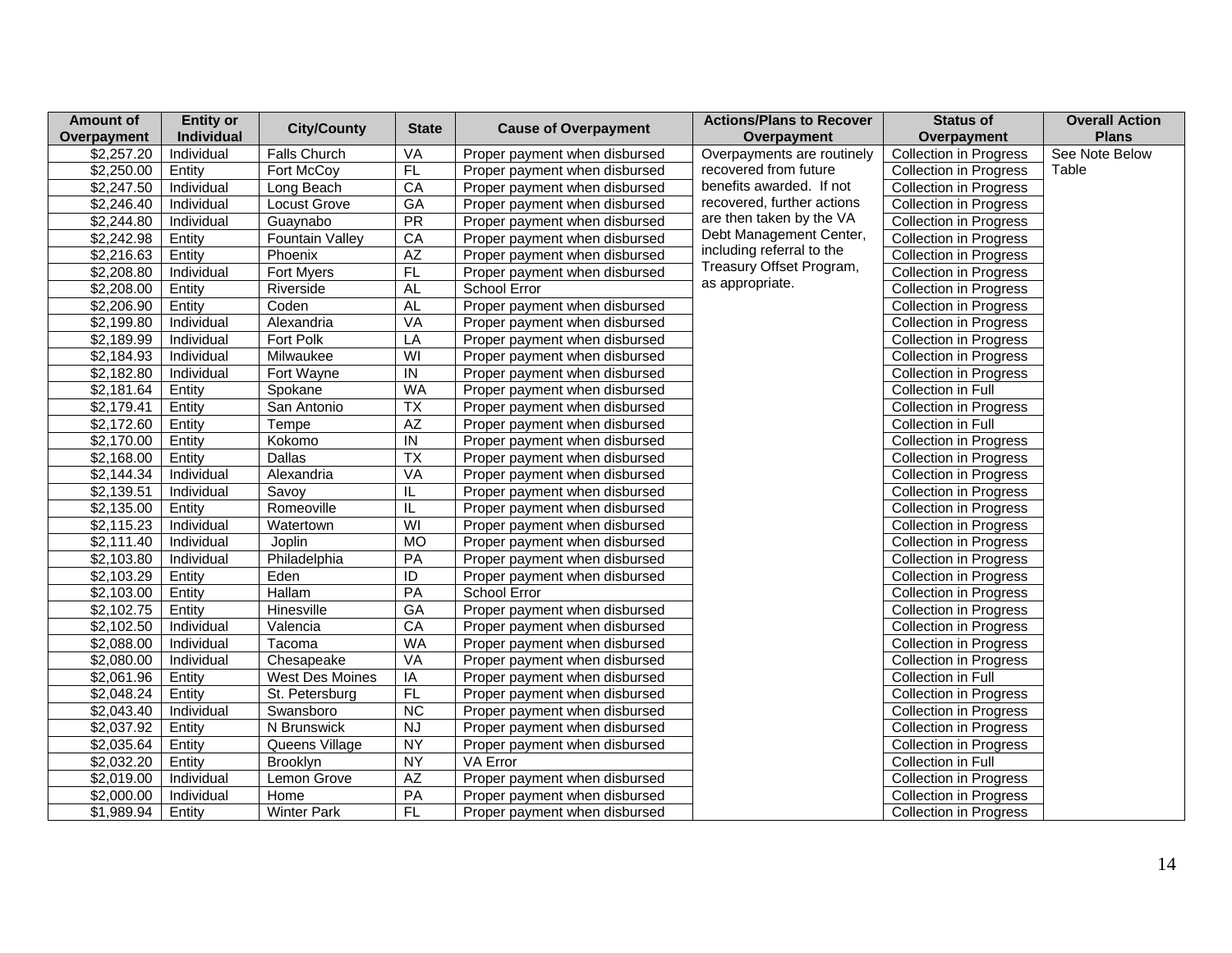| Amount of Overpayment | Entity or Individual | City/County | State | Cause of Overpayment | Actions/Plans to Recover Overpayment | Status of Overpayment | Overall Action Plans |
|---|---|---|---|---|---|---|---|
| $2,257.20 | Individual | Falls Church | VA | Proper payment when disbursed | Overpayments are routinely recovered from future benefits awarded. If not recovered, further actions are then taken by the VA Debt Management Center, including referral to the Treasury Offset Program, as appropriate. | Collection in Progress | See Note Below Table |
| $2,250.00 | Entity | Fort McCoy | FL | Proper payment when disbursed | | Collection in Progress | |
| $2,247.50 | Individual | Long Beach | CA | Proper payment when disbursed | | Collection in Progress | |
| $2,246.40 | Individual | Locust Grove | GA | Proper payment when disbursed | | Collection in Progress | |
| $2,244.80 | Individual | Guaynabo | PR | Proper payment when disbursed | | Collection in Progress | |
| $2,242.98 | Entity | Fountain Valley | CA | Proper payment when disbursed | | Collection in Progress | |
| $2,216.63 | Entity | Phoenix | AZ | Proper payment when disbursed | | Collection in Progress | |
| $2,208.80 | Individual | Fort Myers | FL | Proper payment when disbursed | | Collection in Progress | |
| $2,208.00 | Entity | Riverside | AL | School Error | | Collection in Progress | |
| $2,206.90 | Entity | Coden | AL | Proper payment when disbursed | | Collection in Progress | |
| $2,199.80 | Individual | Alexandria | VA | Proper payment when disbursed | | Collection in Progress | |
| $2,189.99 | Individual | Fort Polk | LA | Proper payment when disbursed | | Collection in Progress | |
| $2,184.93 | Individual | Milwaukee | WI | Proper payment when disbursed | | Collection in Progress | |
| $2,182.80 | Individual | Fort Wayne | IN | Proper payment when disbursed | | Collection in Progress | |
| $2,181.64 | Entity | Spokane | WA | Proper payment when disbursed | | Collection in Full | |
| $2,179.41 | Entity | San Antonio | TX | Proper payment when disbursed | | Collection in Progress | |
| $2,172.60 | Entity | Tempe | AZ | Proper payment when disbursed | | Collection in Full | |
| $2,170.00 | Entity | Kokomo | IN | Proper payment when disbursed | | Collection in Progress | |
| $2,168.00 | Entity | Dallas | TX | Proper payment when disbursed | | Collection in Progress | |
| $2,144.34 | Individual | Alexandria | VA | Proper payment when disbursed | | Collection in Progress | |
| $2,139.51 | Individual | Savoy | IL | Proper payment when disbursed | | Collection in Progress | |
| $2,135.00 | Entity | Romeoville | IL | Proper payment when disbursed | | Collection in Progress | |
| $2,115.23 | Individual | Watertown | WI | Proper payment when disbursed | | Collection in Progress | |
| $2,111.40 | Individual | Joplin | MO | Proper payment when disbursed | | Collection in Progress | |
| $2,103.80 | Individual | Philadelphia | PA | Proper payment when disbursed | | Collection in Progress | |
| $2,103.29 | Entity | Eden | ID | Proper payment when disbursed | | Collection in Progress | |
| $2,103.00 | Entity | Hallam | PA | School Error | | Collection in Progress | |
| $2,102.75 | Entity | Hinesville | GA | Proper payment when disbursed | | Collection in Progress | |
| $2,102.50 | Individual | Valencia | CA | Proper payment when disbursed | | Collection in Progress | |
| $2,088.00 | Individual | Tacoma | WA | Proper payment when disbursed | | Collection in Progress | |
| $2,080.00 | Individual | Chesapeake | VA | Proper payment when disbursed | | Collection in Progress | |
| $2,061.96 | Entity | West Des Moines | IA | Proper payment when disbursed | | Collection in Full | |
| $2,048.24 | Entity | St. Petersburg | FL | Proper payment when disbursed | | Collection in Progress | |
| $2,043.40 | Individual | Swansboro | NC | Proper payment when disbursed | | Collection in Progress | |
| $2,037.92 | Entity | N Brunswick | NJ | Proper payment when disbursed | | Collection in Progress | |
| $2,035.64 | Entity | Queens Village | NY | Proper payment when disbursed | | Collection in Progress | |
| $2,032.20 | Entity | Brooklyn | NY | VA Error | | Collection in Full | |
| $2,019.00 | Individual | Lemon Grove | AZ | Proper payment when disbursed | | Collection in Progress | |
| $2,000.00 | Individual | Home | PA | Proper payment when disbursed | | Collection in Progress | |
| $1,989.94 | Entity | Winter Park | FL | Proper payment when disbursed | | Collection in Progress | |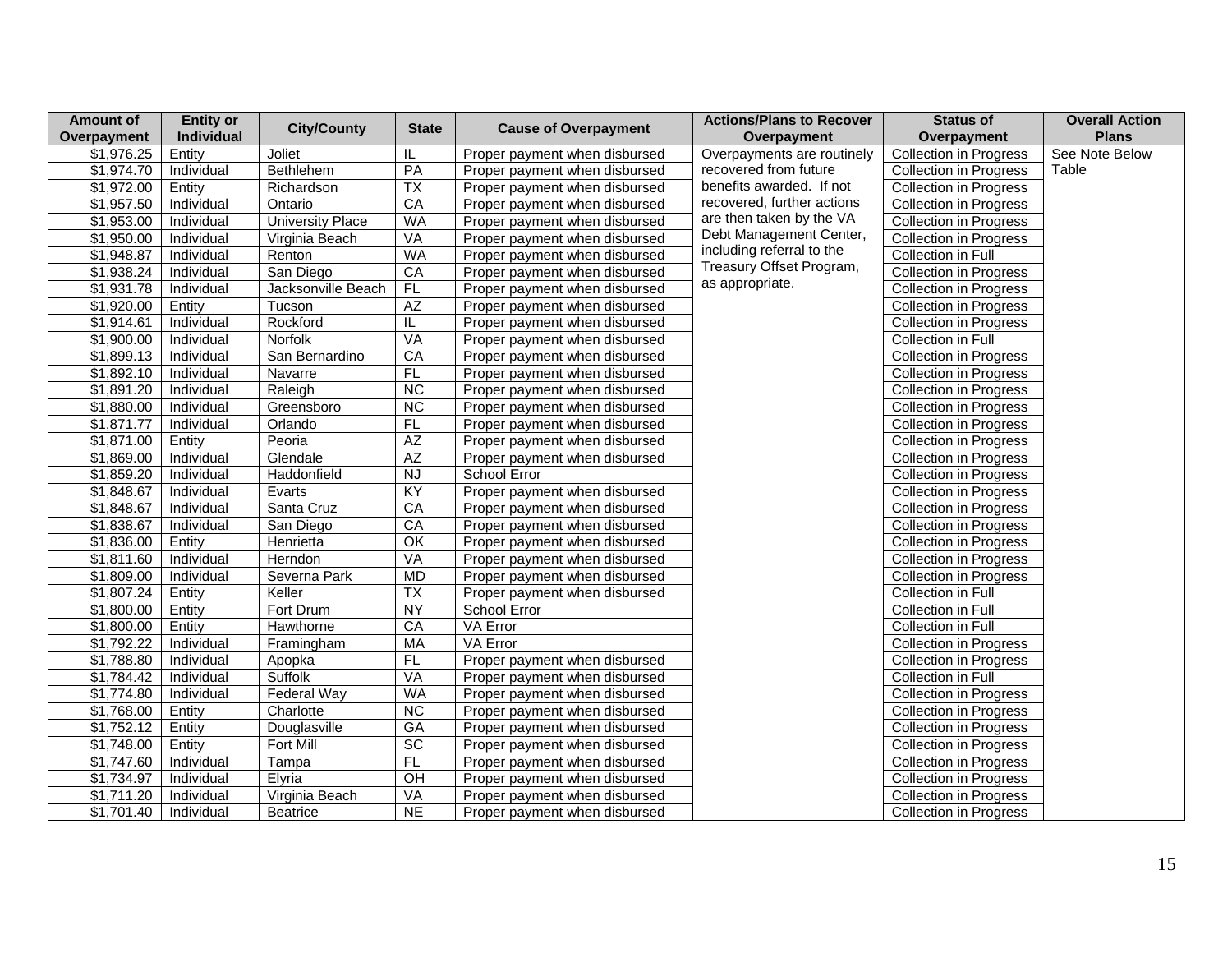| Amount of Overpayment | Entity or Individual | City/County | State | Cause of Overpayment | Actions/Plans to Recover Overpayment | Status of Overpayment | Overall Action Plans |
|---|---|---|---|---|---|---|---|
| $1,976.25 | Entity | Joliet | IL | Proper payment when disbursed | Overpayments are routinely recovered from future benefits awarded. If not recovered, further actions are then taken by the VA Debt Management Center, including referral to the Treasury Offset Program, as appropriate. | Collection in Progress | See Note Below Table |
| $1,974.70 | Individual | Bethlehem | PA | Proper payment when disbursed | | Collection in Progress | |
| $1,972.00 | Entity | Richardson | TX | Proper payment when disbursed | | Collection in Progress | |
| $1,957.50 | Individual | Ontario | CA | Proper payment when disbursed | | Collection in Progress | |
| $1,953.00 | Individual | University Place | WA | Proper payment when disbursed | | Collection in Progress | |
| $1,950.00 | Individual | Virginia Beach | VA | Proper payment when disbursed | | Collection in Progress | |
| $1,948.87 | Individual | Renton | WA | Proper payment when disbursed | | Collection in Full | |
| $1,938.24 | Individual | San Diego | CA | Proper payment when disbursed | | Collection in Progress | |
| $1,931.78 | Individual | Jacksonville Beach | FL | Proper payment when disbursed | | Collection in Progress | |
| $1,920.00 | Entity | Tucson | AZ | Proper payment when disbursed | | Collection in Progress | |
| $1,914.61 | Individual | Rockford | IL | Proper payment when disbursed | | Collection in Progress | |
| $1,900.00 | Individual | Norfolk | VA | Proper payment when disbursed | | Collection in Full | |
| $1,899.13 | Individual | San Bernardino | CA | Proper payment when disbursed | | Collection in Progress | |
| $1,892.10 | Individual | Navarre | FL | Proper payment when disbursed | | Collection in Progress | |
| $1,891.20 | Individual | Raleigh | NC | Proper payment when disbursed | | Collection in Progress | |
| $1,880.00 | Individual | Greensboro | NC | Proper payment when disbursed | | Collection in Progress | |
| $1,871.77 | Individual | Orlando | FL | Proper payment when disbursed | | Collection in Progress | |
| $1,871.00 | Entity | Peoria | AZ | Proper payment when disbursed | | Collection in Progress | |
| $1,869.00 | Individual | Glendale | AZ | Proper payment when disbursed | | Collection in Progress | |
| $1,859.20 | Individual | Haddonfield | NJ | School Error | | Collection in Progress | |
| $1,848.67 | Individual | Evarts | KY | Proper payment when disbursed | | Collection in Progress | |
| $1,848.67 | Individual | Santa Cruz | CA | Proper payment when disbursed | | Collection in Progress | |
| $1,838.67 | Individual | San Diego | CA | Proper payment when disbursed | | Collection in Progress | |
| $1,836.00 | Entity | Henrietta | OK | Proper payment when disbursed | | Collection in Progress | |
| $1,811.60 | Individual | Herndon | VA | Proper payment when disbursed | | Collection in Progress | |
| $1,809.00 | Individual | Severna Park | MD | Proper payment when disbursed | | Collection in Progress | |
| $1,807.24 | Entity | Keller | TX | Proper payment when disbursed | | Collection in Full | |
| $1,800.00 | Entity | Fort Drum | NY | School Error | | Collection in Full | |
| $1,800.00 | Entity | Hawthorne | CA | VA Error | | Collection in Full | |
| $1,792.22 | Individual | Framingham | MA | VA Error | | Collection in Progress | |
| $1,788.80 | Individual | Apopka | FL | Proper payment when disbursed | | Collection in Progress | |
| $1,784.42 | Individual | Suffolk | VA | Proper payment when disbursed | | Collection in Full | |
| $1,774.80 | Individual | Federal Way | WA | Proper payment when disbursed | | Collection in Progress | |
| $1,768.00 | Entity | Charlotte | NC | Proper payment when disbursed | | Collection in Progress | |
| $1,752.12 | Entity | Douglasville | GA | Proper payment when disbursed | | Collection in Progress | |
| $1,748.00 | Entity | Fort Mill | SC | Proper payment when disbursed | | Collection in Progress | |
| $1,747.60 | Individual | Tampa | FL | Proper payment when disbursed | | Collection in Progress | |
| $1,734.97 | Individual | Elyria | OH | Proper payment when disbursed | | Collection in Progress | |
| $1,711.20 | Individual | Virginia Beach | VA | Proper payment when disbursed | | Collection in Progress | |
| $1,701.40 | Individual | Beatrice | NE | Proper payment when disbursed | | Collection in Progress | |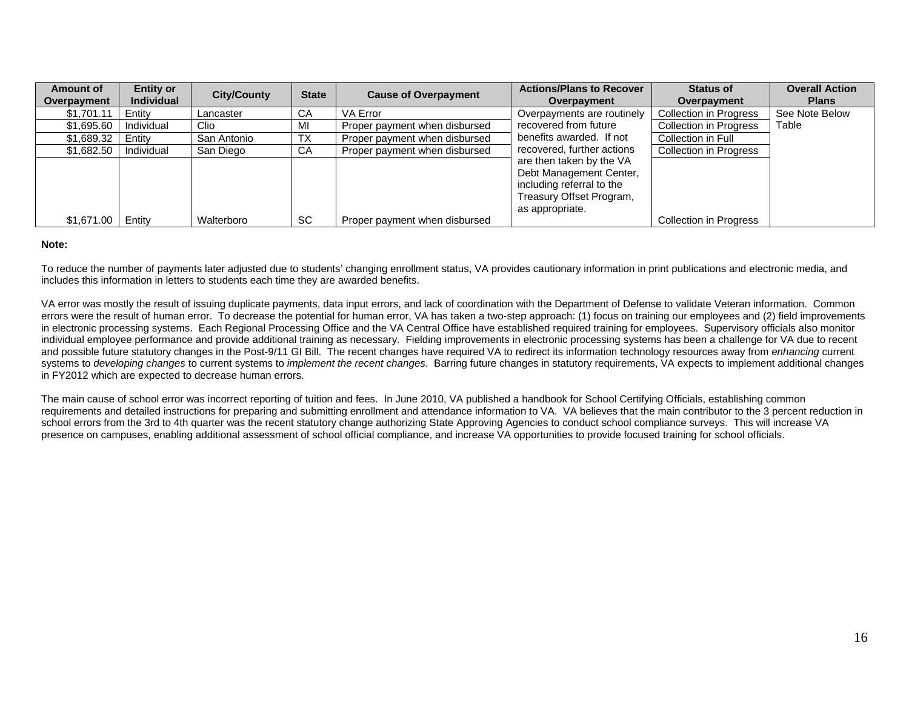| Amount of Overpayment | Entity or Individual | City/County | State | Cause of Overpayment | Actions/Plans to Recover Overpayment | Status of Overpayment | Overall Action Plans |
|---|---|---|---|---|---|---|---|
| $1,701.11 | Entity | Lancaster | CA | VA Error | Overpayments are routinely recovered from future benefits awarded. If not recovered, further actions are then taken by the VA Debt Management Center, including referral to the Treasury Offset Program, as appropriate. | Collection in Progress | See Note Below Table |
| $1,695.60 | Individual | Clio | MI | Proper payment when disbursed | | Collection in Progress | |
| $1,689.32 | Entity | San Antonio | TX | Proper payment when disbursed | | Collection in Full | |
| $1,682.50 | Individual | San Diego | CA | Proper payment when disbursed | | Collection in Progress | |
| $1,671.00 | Entity | Walterboro | SC | Proper payment when disbursed | | Collection in Progress | |

**Note:**

To reduce the number of payments later adjusted due to students' changing enrollment status, VA provides cautionary information in print publications and electronic media, and includes this information in letters to students each time they are awarded benefits.

VA error was mostly the result of issuing duplicate payments, data input errors, and lack of coordination with the Department of Defense to validate Veteran information. Common errors were the result of human error. To decrease the potential for human error, VA has taken a two-step approach: (1) focus on training our employees and (2) field improvements in electronic processing systems. Each Regional Processing Office and the VA Central Office have established required training for employees. Supervisory officials also monitor individual employee performance and provide additional training as necessary. Fielding improvements in electronic processing systems has been a challenge for VA due to recent and possible future statutory changes in the Post-9/11 GI Bill. The recent changes have required VA to redirect its information technology resources away from *enhancing* current systems to *developing changes* to current systems to *implement the recent changes*. Barring future changes in statutory requirements, VA expects to implement additional changes in FY2012 which are expected to decrease human errors.

The main cause of school error was incorrect reporting of tuition and fees. In June 2010, VA published a handbook for School Certifying Officials, establishing common requirements and detailed instructions for preparing and submitting enrollment and attendance information to VA. VA believes that the main contributor to the 3 percent reduction in school errors from the 3rd to 4th quarter was the recent statutory change authorizing State Approving Agencies to conduct school compliance surveys. This will increase VA presence on campuses, enabling additional assessment of school official compliance, and increase VA opportunities to provide focused training for school officials.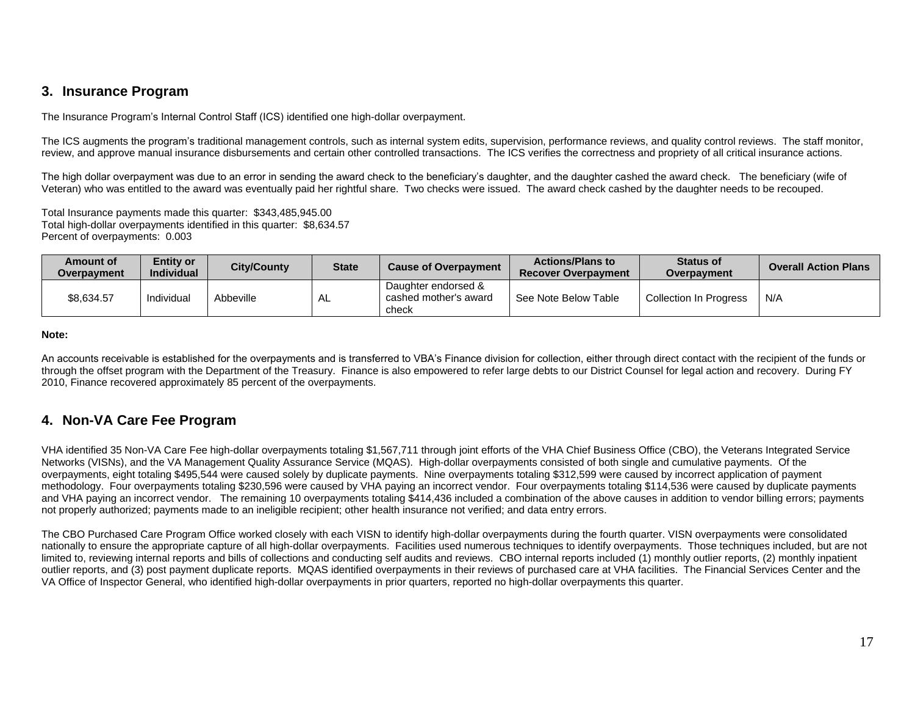## 3. Insurance Program

The Insurance Program's Internal Control Staff (ICS) identified one high-dollar overpayment.

The ICS augments the program's traditional management controls, such as internal system edits, supervision, performance reviews, and quality control reviews. The staff monitor, review, and approve manual insurance disbursements and certain other controlled transactions. The ICS verifies the correctness and propriety of all critical insurance actions.

The high dollar overpayment was due to an error in sending the award check to the beneficiary's daughter, and the daughter cashed the award check. The beneficiary (wife of Veteran) who was entitled to the award was eventually paid her rightful share. Two checks were issued. The award check cashed by the daughter needs to be recouped.

Total Insurance payments made this quarter: $343,485,945.00
Total high-dollar overpayments identified in this quarter: $8,634.57
Percent of overpayments: 0.003

| Amount of Overpayment | Entity or Individual | City/County | State | Cause of Overpayment | Actions/Plans to Recover Overpayment | Status of Overpayment | Overall Action Plans |
|---|---|---|---|---|---|---|---|
| $8,634.57 | Individual | Abbeville | AL | Daughter endorsed & cashed mother's award check | See Note Below Table | Collection In Progress | N/A |

**Note:**

An accounts receivable is established for the overpayments and is transferred to VBA's Finance division for collection, either through direct contact with the recipient of the funds or through the offset program with the Department of the Treasury. Finance is also empowered to refer large debts to our District Counsel for legal action and recovery. During FY 2010, Finance recovered approximately 85 percent of the overpayments.

## 4. Non-VA Care Fee Program

VHA identified 35 Non-VA Care Fee high-dollar overpayments totaling $1,567,711 through joint efforts of the VHA Chief Business Office (CBO), the Veterans Integrated Service Networks (VISNs), and the VA Management Quality Assurance Service (MQAS). High-dollar overpayments consisted of both single and cumulative payments. Of the overpayments, eight totaling $495,544 were caused solely by duplicate payments. Nine overpayments totaling $312,599 were caused by incorrect application of payment methodology. Four overpayments totaling $230,596 were caused by VHA paying an incorrect vendor. Four overpayments totaling $114,536 were caused by duplicate payments and VHA paying an incorrect vendor. The remaining 10 overpayments totaling $414,436 included a combination of the above causes in addition to vendor billing errors; payments not properly authorized; payments made to an ineligible recipient; other health insurance not verified; and data entry errors.

The CBO Purchased Care Program Office worked closely with each VISN to identify high-dollar overpayments during the fourth quarter. VISN overpayments were consolidated nationally to ensure the appropriate capture of all high-dollar overpayments. Facilities used numerous techniques to identify overpayments. Those techniques included, but are not limited to, reviewing internal reports and bills of collections and conducting self audits and reviews. CBO internal reports included (1) monthly outlier reports, (2) monthly inpatient outlier reports, and (3) post payment duplicate reports. MQAS identified overpayments in their reviews of purchased care at VHA facilities. The Financial Services Center and the VA Office of Inspector General, who identified high-dollar overpayments in prior quarters, reported no high-dollar overpayments this quarter.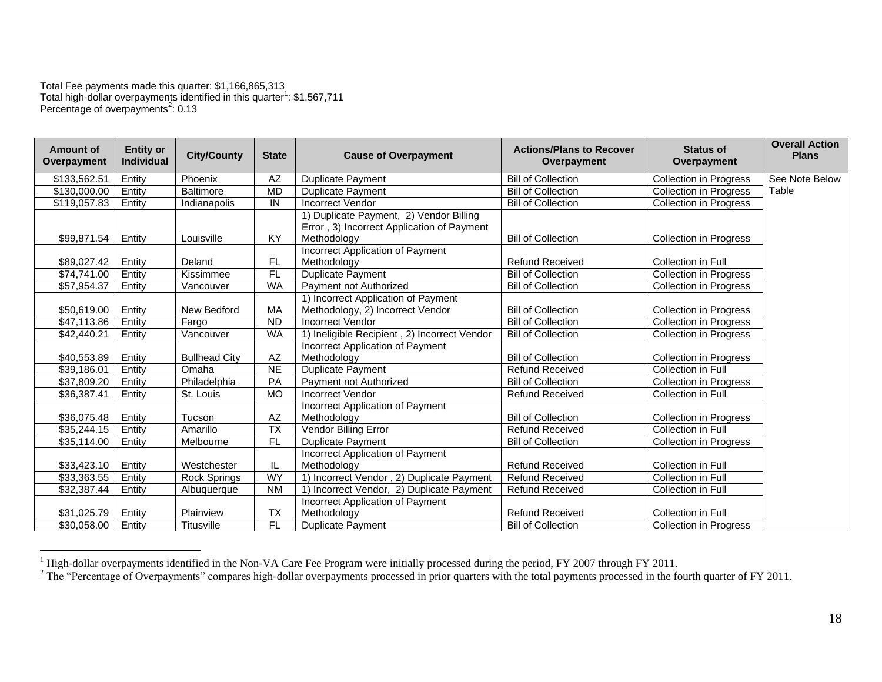Total Fee payments made this quarter: $1,166,865,313
Total high-dollar overpayments identified in this quarter[1]: $1,567,711
Percentage of overpayments[2]: 0.13

| Amount of Overpayment | Entity or Individual | City/County | State | Cause of Overpayment | Actions/Plans to Recover Overpayment | Status of Overpayment | Overall Action Plans |
|---|---|---|---|---|---|---|---|
| $133,562.51 | Entity | Phoenix | AZ | Duplicate Payment | Bill of Collection | Collection in Progress | See Note Below Table |
| $130,000.00 | Entity | Baltimore | MD | Duplicate Payment | Bill of Collection | Collection in Progress | |
| $119,057.83 | Entity | Indianapolis | IN | Incorrect Vendor | Bill of Collection | Collection in Progress | |
| $99,871.54 | Entity | Louisville | KY | 1) Duplicate Payment, 2) Vendor Billing Error , 3) Incorrect Application of Payment Methodology | Bill of Collection | Collection in Progress | |
| $89,027.42 | Entity | Deland | FL | Incorrect Application of Payment Methodology | Refund Received | Collection in Full | |
| $74,741.00 | Entity | Kissimmee | FL | Duplicate Payment | Bill of Collection | Collection in Progress | |
| $57,954.37 | Entity | Vancouver | WA | Payment not Authorized | Bill of Collection | Collection in Progress | |
| $50,619.00 | Entity | New Bedford | MA | 1) Incorrect Application of Payment Methodology, 2) Incorrect Vendor | Bill of Collection | Collection in Progress | |
| $47,113.86 | Entity | Fargo | ND | Incorrect Vendor | Bill of Collection | Collection in Progress | |
| $42,440.21 | Entity | Vancouver | WA | 1) Ineligible Recipient , 2) Incorrect Vendor | Bill of Collection | Collection in Progress | |
| $40,553.89 | Entity | Bullhead City | AZ | Incorrect Application of Payment Methodology | Bill of Collection | Collection in Progress | |
| $39,186.01 | Entity | Omaha | NE | Duplicate Payment | Refund Received | Collection in Full | |
| $37,809.20 | Entity | Philadelphia | PA | Payment not Authorized | Bill of Collection | Collection in Progress | |
| $36,387.41 | Entity | St. Louis | MO | Incorrect Vendor | Refund Received | Collection in Full | |
| $36,075.48 | Entity | Tucson | AZ | Incorrect Application of Payment Methodology | Bill of Collection | Collection in Progress | |
| $35,244.15 | Entity | Amarillo | TX | Vendor Billing Error | Refund Received | Collection in Full | |
| $35,114.00 | Entity | Melbourne | FL | Duplicate Payment | Bill of Collection | Collection in Progress | |
| $33,423.10 | Entity | Westchester | IL | Incorrect Application of Payment Methodology | Refund Received | Collection in Full | |
| $33,363.55 | Entity | Rock Springs | WY | 1) Incorrect Vendor , 2) Duplicate Payment | Refund Received | Collection in Full | |
| $32,387.44 | Entity | Albuquerque | NM | 1) Incorrect Vendor, 2) Duplicate Payment | Refund Received | Collection in Full | |
| $31,025.79 | Entity | Plainview | TX | Incorrect Application of Payment Methodology | Refund Received | Collection in Full | |
| $30,058.00 | Entity | Titusville | FL | Duplicate Payment | Bill of Collection | Collection in Progress | |

[1] High-dollar overpayments identified in the Non-VA Care Fee Program were initially processed during the period, FY 2007 through FY 2011.

[2] The "Percentage of Overpayments" compares high-dollar overpayments processed in prior quarters with the total payments processed in the fourth quarter of FY 2011.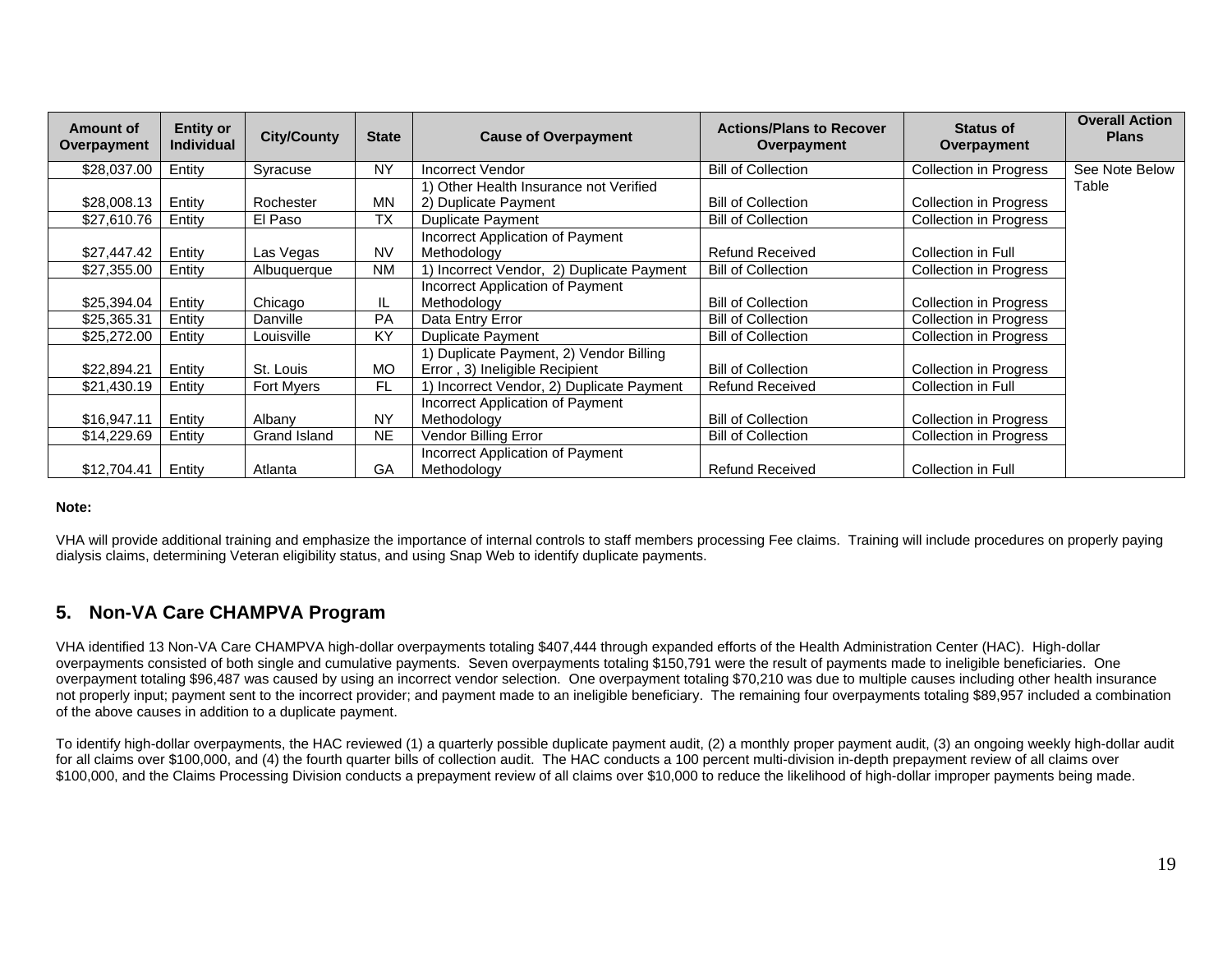| Amount of Overpayment | Entity or Individual | City/County | State | Cause of Overpayment | Actions/Plans to Recover Overpayment | Status of Overpayment | Overall Action Plans |
|---|---|---|---|---|---|---|---|
| $28,037.00 | Entity | Syracuse | NY | Incorrect Vendor | Bill of Collection | Collection in Progress | See Note Below Table |
| $28,008.13 | Entity | Rochester | MN | 1) Other Health Insurance not Verified 2) Duplicate Payment | Bill of Collection | Collection in Progress | |
| $27,610.76 | Entity | El Paso | TX | Duplicate Payment | Bill of Collection | Collection in Progress | |
| $27,447.42 | Entity | Las Vegas | NV | Incorrect Application of Payment Methodology | Refund Received | Collection in Full | |
| $27,355.00 | Entity | Albuquerque | NM | 1) Incorrect Vendor, 2) Duplicate Payment | Bill of Collection | Collection in Progress | |
| $25,394.04 | Entity | Chicago | IL | Incorrect Application of Payment Methodology | Bill of Collection | Collection in Progress | |
| $25,365.31 | Entity | Danville | PA | Data Entry Error | Bill of Collection | Collection in Progress | |
| $25,272.00 | Entity | Louisville | KY | Duplicate Payment | Bill of Collection | Collection in Progress | |
| $22,894.21 | Entity | St. Louis | MO | 1) Duplicate Payment, 2) Vendor Billing Error , 3) Ineligible Recipient | Bill of Collection | Collection in Progress | |
| $21,430.19 | Entity | Fort Myers | FL | 1) Incorrect Vendor, 2) Duplicate Payment | Refund Received | Collection in Full | |
| $16,947.11 | Entity | Albany | NY | Incorrect Application of Payment Methodology | Bill of Collection | Collection in Progress | |
| $14,229.69 | Entity | Grand Island | NE | Vendor Billing Error | Bill of Collection | Collection in Progress | |
| $12,704.41 | Entity | Atlanta | GA | Incorrect Application of Payment Methodology | Refund Received | Collection in Full | |

**Note:**

VHA will provide additional training and emphasize the importance of internal controls to staff members processing Fee claims. Training will include procedures on properly paying dialysis claims, determining Veteran eligibility status, and using Snap Web to identify duplicate payments.

## 5. Non-VA Care CHAMPVA Program

VHA identified 13 Non-VA Care CHAMPVA high-dollar overpayments totaling $407,444 through expanded efforts of the Health Administration Center (HAC). High-dollar overpayments consisted of both single and cumulative payments. Seven overpayments totaling $150,791 were the result of payments made to ineligible beneficiaries. One overpayment totaling $96,487 was caused by using an incorrect vendor selection. One overpayment totaling $70,210 was due to multiple causes including other health insurance not properly input; payment sent to the incorrect provider; and payment made to an ineligible beneficiary. The remaining four overpayments totaling $89,957 included a combination of the above causes in addition to a duplicate payment.

To identify high-dollar overpayments, the HAC reviewed (1) a quarterly possible duplicate payment audit, (2) a monthly proper payment audit, (3) an ongoing weekly high-dollar audit for all claims over $100,000, and (4) the fourth quarter bills of collection audit. The HAC conducts a 100 percent multi-division in-depth prepayment review of all claims over $100,000, and the Claims Processing Division conducts a prepayment review of all claims over $10,000 to reduce the likelihood of high-dollar improper payments being made.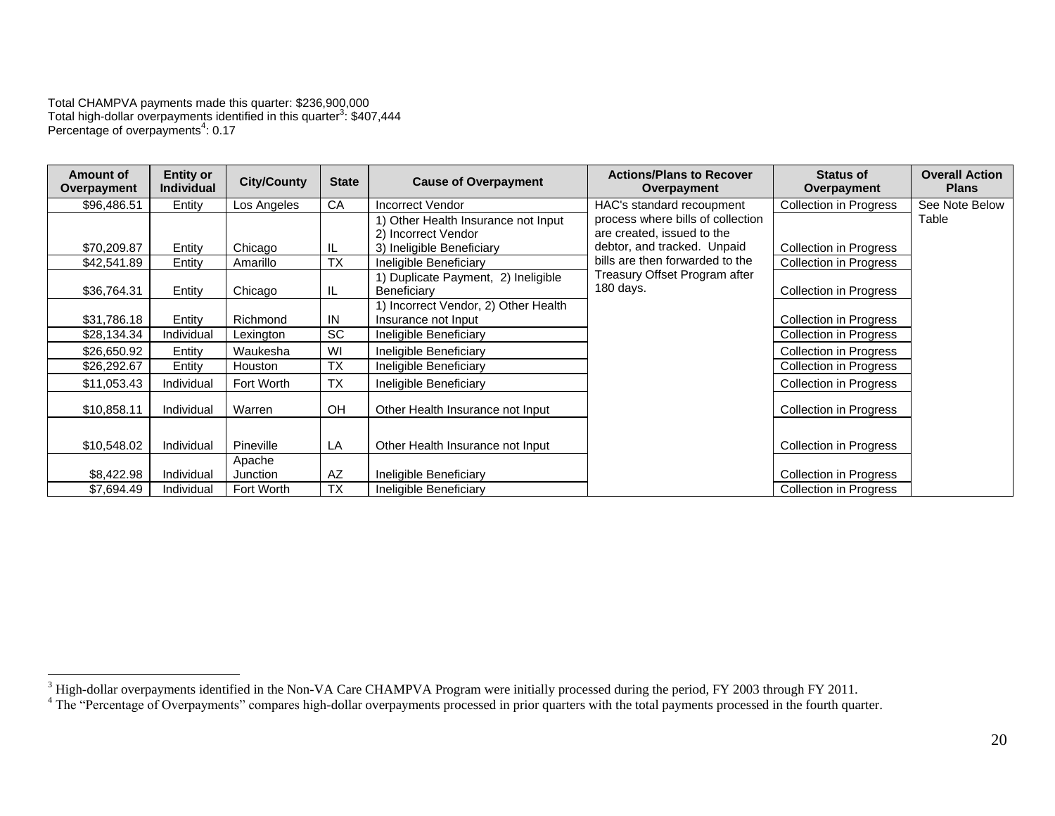Total CHAMPVA payments made this quarter: $236,900,000
Total high-dollar overpayments identified in this quarter[3]: $407,444
Percentage of overpayments[4]: 0.17

| Amount of Overpayment | Entity or Individual | City/County | State | Cause of Overpayment | Actions/Plans to Recover Overpayment | Status of Overpayment | Overall Action Plans |
|---|---|---|---|---|---|---|---|
| $96,486.51 | Entity | Los Angeles | CA | Incorrect Vendor | HAC's standard recoupment process where bills of collection are created, issued to the debtor, and tracked. Unpaid bills are then forwarded to the Treasury Offset Program after 180 days. | Collection in Progress | See Note Below Table |
| $70,209.87 | Entity | Chicago | IL | 1) Other Health Insurance not Input 2) Incorrect Vendor 3) Ineligible Beneficiary | | Collection in Progress | |
| $42,541.89 | Entity | Amarillo | TX | Ineligible Beneficiary | | Collection in Progress | |
| $36,764.31 | Entity | Chicago | IL | 1) Duplicate Payment, 2) Ineligible Beneficiary | | Collection in Progress | |
| $31,786.18 | Entity | Richmond | IN | 1) Incorrect Vendor, 2) Other Health Insurance not Input | | Collection in Progress | |
| $28,134.34 | Individual | Lexington | SC | Ineligible Beneficiary | | Collection in Progress | |
| $26,650.92 | Entity | Waukesha | WI | Ineligible Beneficiary | | Collection in Progress | |
| $26,292.67 | Entity | Houston | TX | Ineligible Beneficiary | | Collection in Progress | |
| $11,053.43 | Individual | Fort Worth | TX | Ineligible Beneficiary | | Collection in Progress | |
| $10,858.11 | Individual | Warren | OH | Other Health Insurance not Input | | Collection in Progress | |
| $10,548.02 | Individual | Pineville | LA | Other Health Insurance not Input | | Collection in Progress | |
| $8,422.98 | Individual | Apache Junction | AZ | Ineligible Beneficiary | | Collection in Progress | |
| $7,694.49 | Individual | Fort Worth | TX | Ineligible Beneficiary | | Collection in Progress | |

[3] High-dollar overpayments identified in the Non-VA Care CHAMPVA Program were initially processed during the period, FY 2003 through FY 2011.

[4] The "Percentage of Overpayments" compares high-dollar overpayments processed in prior quarters with the total payments processed in the fourth quarter.